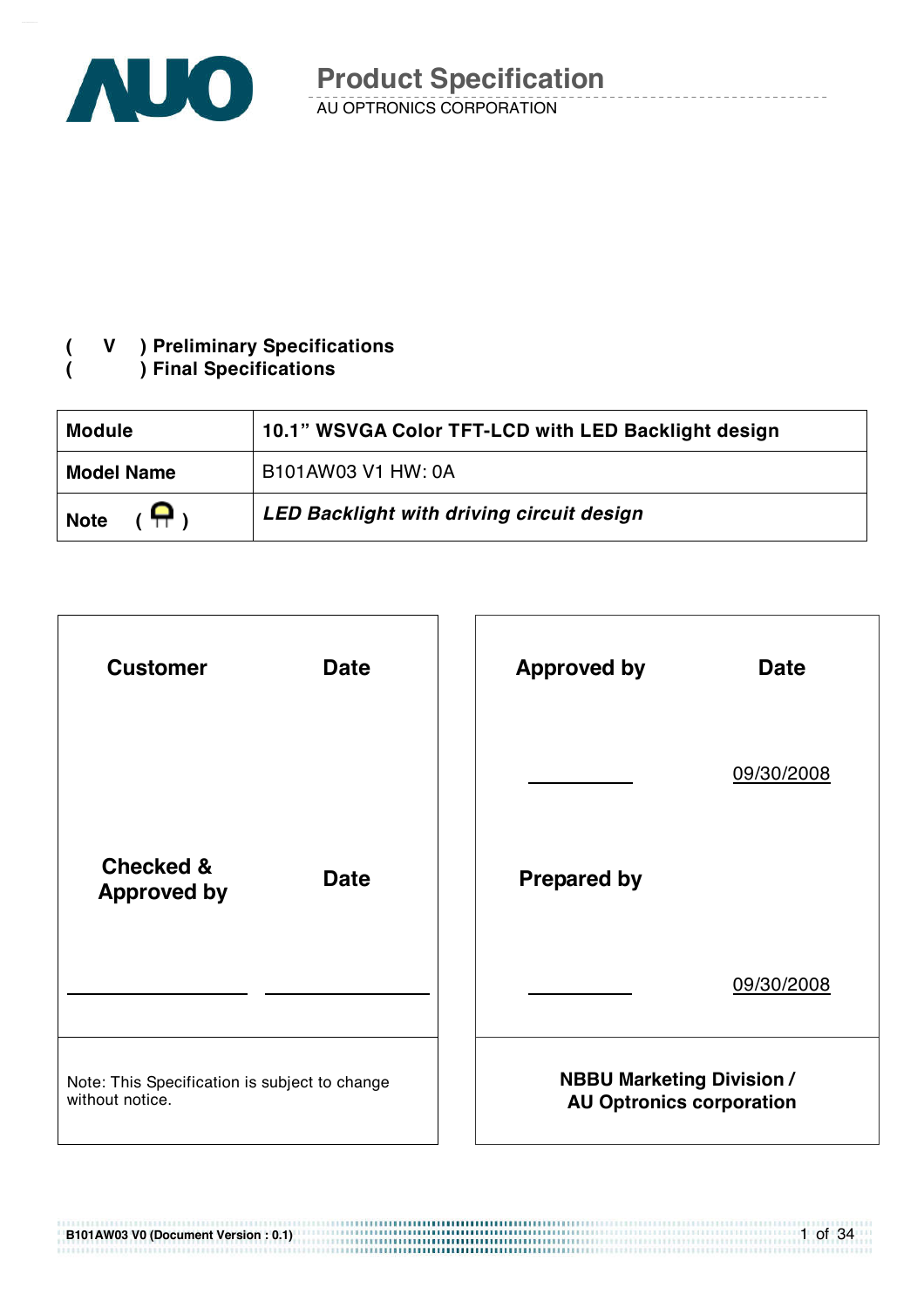# Product Specification

AU OPTRONICS CORPORATION

( V ) Preliminary Specifications
( ) Final Specifications

| Module | 10.1" WSVGA Color TFT-LCD with LED Backlight design |
|---|---|
| Model Name | B101AW03 V1 HW: 0A |
| Note ( ) | *LED Backlight with driving circuit design* |

| Customer | Date | Approved by | Date |
|---|---|---|---|
| | | | 09/30/2008 |
| Checked & Approved by | Date | Prepared by | |
| | | | 09/30/2008 |
| Note: This Specification is subject to change without notice. | | NBBU Marketing Division / AU Optronics corporation | |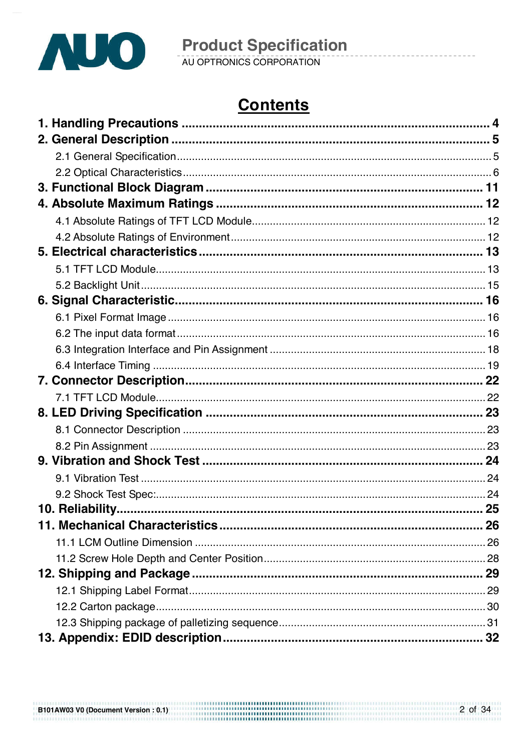# Contents

**1. Handling Precautions ........................................................................................ 4**

**2. General Description ........................................................................................ 5**

2.1 General Specification ........................................................................................ 5

2.2 Optical Characteristics ........................................................................................ 6

**3. Functional Block Diagram ........................................................................................ 11**

**4. Absolute Maximum Ratings ........................................................................................ 12**

4.1 Absolute Ratings of TFT LCD Module ........................................................................................ 12

4.2 Absolute Ratings of Environment ........................................................................................ 12

**5. Electrical characteristics ........................................................................................ 13**

5.1 TFT LCD Module ........................................................................................ 13

5.2 Backlight Unit ........................................................................................ 15

**6. Signal Characteristic ........................................................................................ 16**

6.1 Pixel Format Image ........................................................................................ 16

6.2 The input data format ........................................................................................ 16

6.3 Integration Interface and Pin Assignment ........................................................................................ 18

6.4 Interface Timing ........................................................................................ 19

**7. Connector Description ........................................................................................ 22**

7.1 TFT LCD Module ........................................................................................ 22

**8. LED Driving Specification ........................................................................................ 23**

8.1 Connector Description ........................................................................................ 23

8.2 Pin Assignment ........................................................................................ 23

**9. Vibration and Shock Test ........................................................................................ 24**

9.1 Vibration Test ........................................................................................ 24

9.2 Shock Test Spec: ........................................................................................ 24

**10. Reliability ........................................................................................ 25**

**11. Mechanical Characteristics ........................................................................................ 26**

11.1 LCM Outline Dimension ........................................................................................ 26

11.2 Screw Hole Depth and Center Position ........................................................................................ 28

**12. Shipping and Package ........................................................................................ 29**

12.1 Shipping Label Format ........................................................................................ 29

12.2 Carton package ........................................................................................ 30

12.3 Shipping package of palletizing sequence ........................................................................................ 31

**13. Appendix: EDID description ........................................................................................ 32**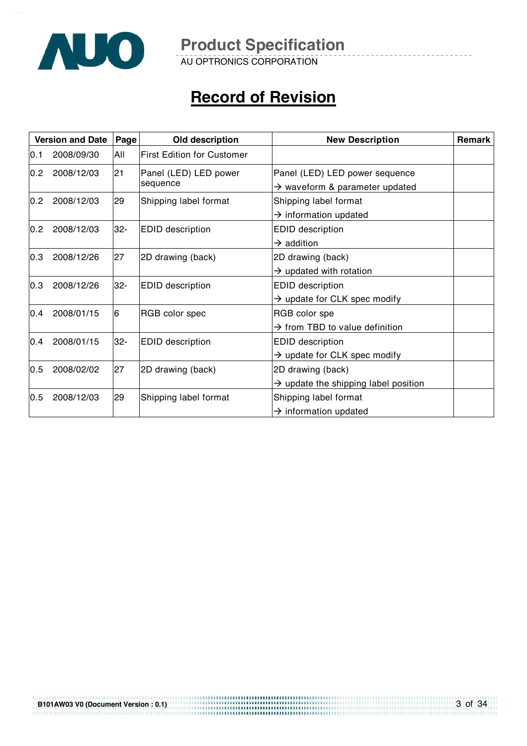# Record of Revision

| Version and Date | Page | Old description | New Description | Remark |
|---|---|---|---|---|
| 0.1 2008/09/30 | All | First Edition for Customer | | |
| 0.2 2008/12/03 | 21 | Panel (LED) LED power sequence | Panel (LED) LED power sequence → waveform & parameter updated | |
| 0.2 2008/12/03 | 29 | Shipping label format | Shipping label format → information updated | |
| 0.2 2008/12/03 | 32- | EDID description | EDID description → addition | |
| 0.3 2008/12/26 | 27 | 2D drawing (back) | 2D drawing (back) → updated with rotation | |
| 0.3 2008/12/26 | 32- | EDID description | EDID description → update for CLK spec modify | |
| 0.4 2008/01/15 | 6 | RGB color spec | RGB color spe → from TBD to value definition | |
| 0.4 2008/01/15 | 32- | EDID description | EDID description → update for CLK spec modify | |
| 0.5 2008/02/02 | 27 | 2D drawing (back) | 2D drawing (back) → update the shipping label position | |
| 0.5 2008/12/03 | 29 | Shipping label format | Shipping label format → information updated | |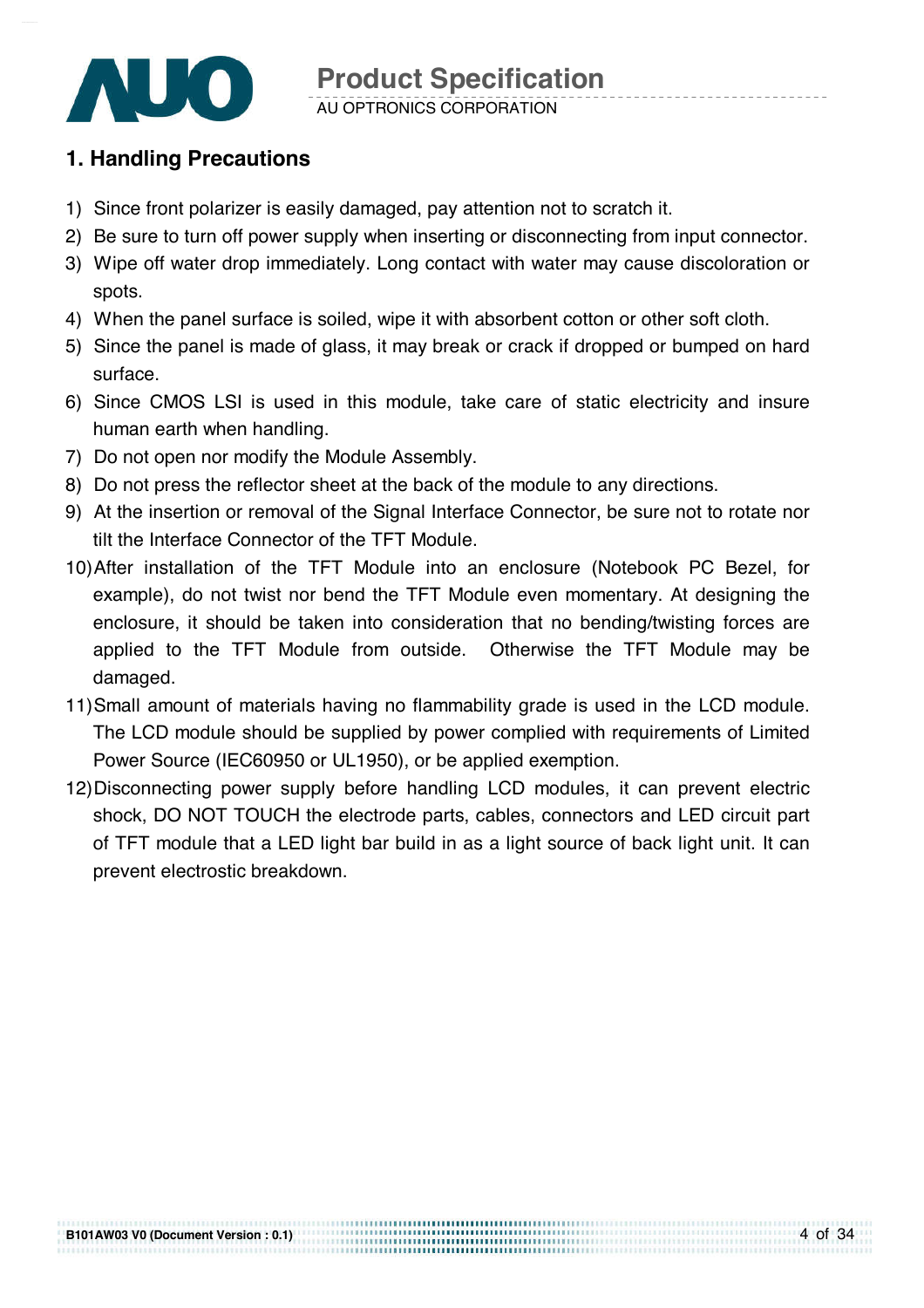# 1. Handling Precautions

1) Since front polarizer is easily damaged, pay attention not to scratch it.
2) Be sure to turn off power supply when inserting or disconnecting from input connector.
3) Wipe off water drop immediately. Long contact with water may cause discoloration or spots.
4) When the panel surface is soiled, wipe it with absorbent cotton or other soft cloth.
5) Since the panel is made of glass, it may break or crack if dropped or bumped on hard surface.
6) Since CMOS LSI is used in this module, take care of static electricity and insure human earth when handling.
7) Do not open nor modify the Module Assembly.
8) Do not press the reflector sheet at the back of the module to any directions.
9) At the insertion or removal of the Signal Interface Connector, be sure not to rotate nor tilt the Interface Connector of the TFT Module.
10) After installation of the TFT Module into an enclosure (Notebook PC Bezel, for example), do not twist nor bend the TFT Module even momentary. At designing the enclosure, it should be taken into consideration that no bending/twisting forces are applied to the TFT Module from outside. Otherwise the TFT Module may be damaged.
11) Small amount of materials having no flammability grade is used in the LCD module. The LCD module should be supplied by power complied with requirements of Limited Power Source (IEC60950 or UL1950), or be applied exemption.
12) Disconnecting power supply before handling LCD modules, it can prevent electric shock, DO NOT TOUCH the electrode parts, cables, connectors and LED circuit part of TFT module that a LED light bar build in as a light source of back light unit. It can prevent electrostic breakdown.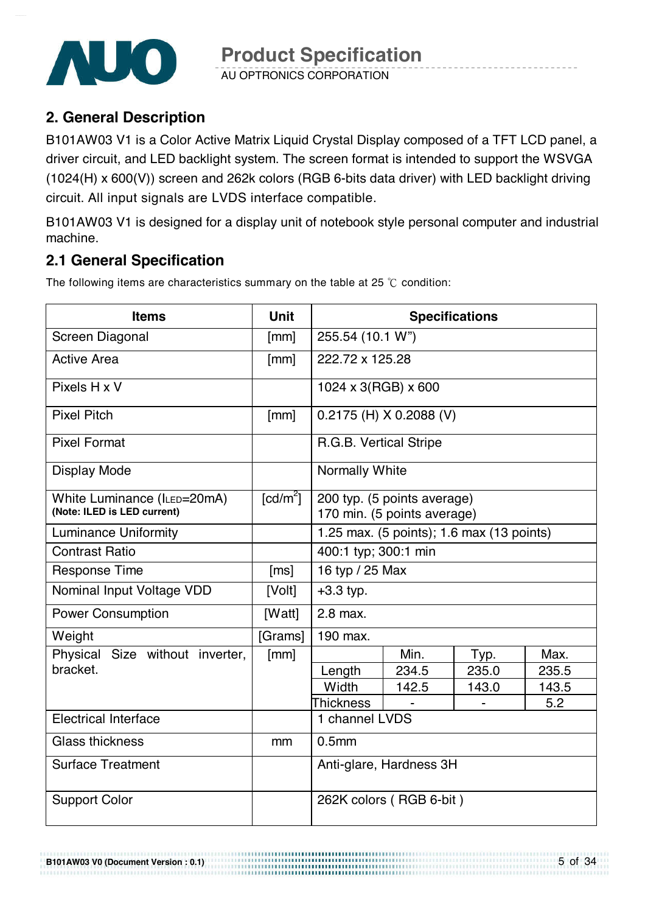## 2. General Description

B101AW03 V1 is a Color Active Matrix Liquid Crystal Display composed of a TFT LCD panel, a driver circuit, and LED backlight system. The screen format is intended to support the WSVGA (1024(H) x 600(V)) screen and 262k colors (RGB 6-bits data driver) with LED backlight driving circuit. All input signals are LVDS interface compatible.

B101AW03 V1 is designed for a display unit of notebook style personal computer and industrial machine.

### 2.1 General Specification

The following items are characteristics summary on the table at 25 ℃ condition:

| Items | Unit | Specifications | | | |
|---|---|---|---|---|---|
| Screen Diagonal | [mm] | 255.54 (10.1 W") | | | |
| Active Area | [mm] | 222.72 x 125.28 | | | |
| Pixels H x V | | 1024 x 3(RGB) x 600 | | | |
| Pixel Pitch | [mm] | 0.2175 (H) X 0.2088 (V) | | | |
| Pixel Format | | R.G.B. Vertical Stripe | | | |
| Display Mode | | Normally White | | | |
| White Luminance ($I_{LED}$=20mA) **(Note: ILED is LED current)** | [cd/m$^2$] | 200 typ. (5 points average)<br>170 min. (5 points average) | | | |
| Luminance Uniformity | | 1.25 max. (5 points); 1.6 max (13 points) | | | |
| Contrast Ratio | | 400:1 typ; 300:1 min | | | |
| Response Time | [ms] | 16 typ / 25 Max | | | |
| Nominal Input Voltage VDD | [Volt] | +3.3 typ. | | | |
| Power Consumption | [Watt] | 2.8 max. | | | |
| Weight | [Grams] | 190 max. | | | |
| Physical Size without inverter, bracket. | [mm] | | Min. | Typ. | Max. |
| | | Length | 234.5 | 235.0 | 235.5 |
| | | Width | 142.5 | 143.0 | 143.5 |
| | | Thickness | - | - | 5.2 |
| Electrical Interface | | 1 channel LVDS | | | |
| Glass thickness | mm | 0.5mm | | | |
| Surface Treatment | | Anti-glare, Hardness 3H | | | |
| Support Color | | 262K colors ( RGB 6-bit ) | | | |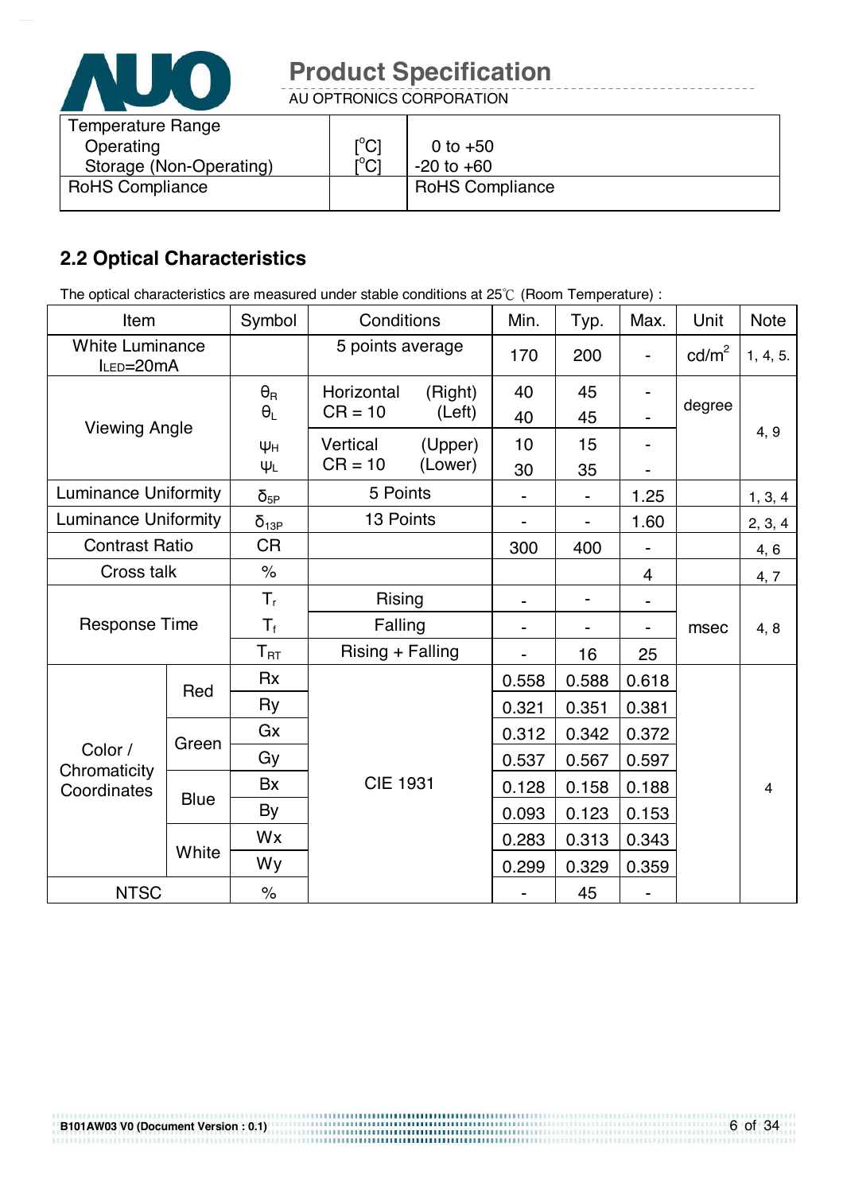| Temperature Range | | |
|---|---|---|
| Operating | [°C] | 0 to +50 |
| Storage (Non-Operating) | [°C] | -20 to +60 |
| RoHS Compliance | | RoHS Compliance |

## 2.2 Optical Characteristics

The optical characteristics are measured under stable conditions at 25℃ (Room Temperature) :

| Item | | Symbol | Conditions | Min. | Typ. | Max. | Unit | Note |
|---|---|---|---|---|---|---|---|---|
| White Luminance $I_{LED}$=20mA | | | 5 points average | 170 | 200 | - | cd/m$^2$ | 1, 4, 5. |
| Viewing Angle | | $\theta_R$ | Horizontal (Right) CR = 10 | 40 | 45 | - | degree | 4, 9 |
| | | $\theta_L$ | (Left) | 40 | 45 | - | | |
| | | $\psi_H$ | Vertical (Upper) CR = 10 | 10 | 15 | - | | |
| | | $\psi_L$ | (Lower) | 30 | 35 | - | | |
| Luminance Uniformity | | $\delta_{5P}$ | 5 Points | - | - | 1.25 | | 1, 3, 4 |
| Luminance Uniformity | | $\delta_{13P}$ | 13 Points | - | - | 1.60 | | 2, 3, 4 |
| Contrast Ratio | | CR | | 300 | 400 | - | | 4, 6 |
| Cross talk | | % | | | | 4 | | 4, 7 |
| Response Time | | $T_r$ | Rising | - | - | - | msec | 4, 8 |
| | | $T_f$ | Falling | - | - | - | | |
| | | $T_{RT}$ | Rising + Falling | - | 16 | 25 | | |
| Color / Chromaticity Coordinates | Red | Rx | CIE 1931 | 0.558 | 0.588 | 0.618 | | 4 |
| | | Ry | | 0.321 | 0.351 | 0.381 | | |
| | Green | Gx | | 0.312 | 0.342 | 0.372 | | |
| | | Gy | | 0.537 | 0.567 | 0.597 | | |
| | Blue | Bx | | 0.128 | 0.158 | 0.188 | | |
| | | By | | 0.093 | 0.123 | 0.153 | | |
| | White | Wx | | 0.283 | 0.313 | 0.343 | | |
| | | Wy | | 0.299 | 0.329 | 0.359 | | |
| NTSC | | % | | - | 45 | - | | |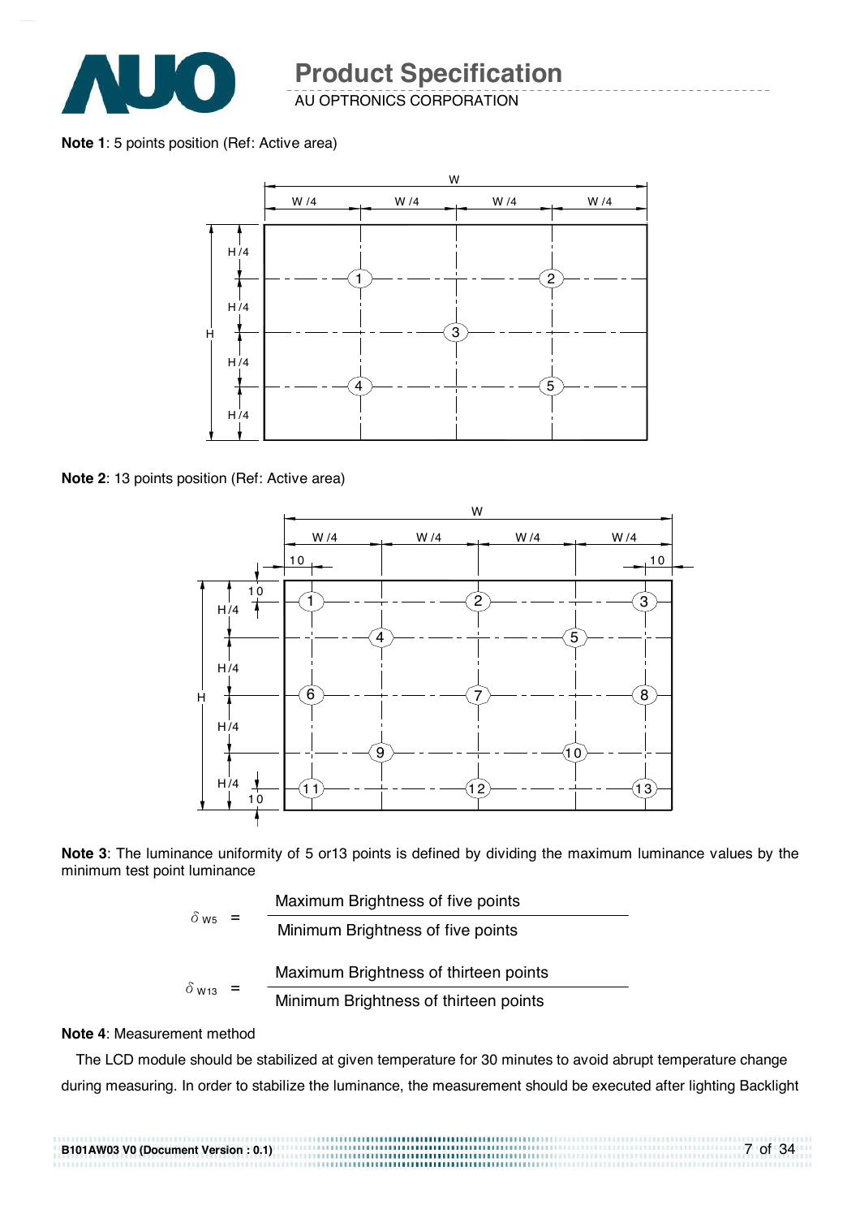**Note 1**: 5 points position (Ref: Active area)

**Note 2**: 13 points position (Ref: Active area)

**Note 3**: The luminance uniformity of 5 or13 points is defined by dividing the maximum luminance values by the minimum test point luminance

$$\delta_{W5} = \frac{\text{Maximum Brightness of five points}}{\text{Minimum Brightness of five points}}$$

$$\delta_{W13} = \frac{\text{Maximum Brightness of thirteen points}}{\text{Minimum Brightness of thirteen points}}$$

**Note 4**: Measurement method

The LCD module should be stabilized at given temperature for 30 minutes to avoid abrupt temperature change during measuring. In order to stabilize the luminance, the measurement should be executed after lighting Backlight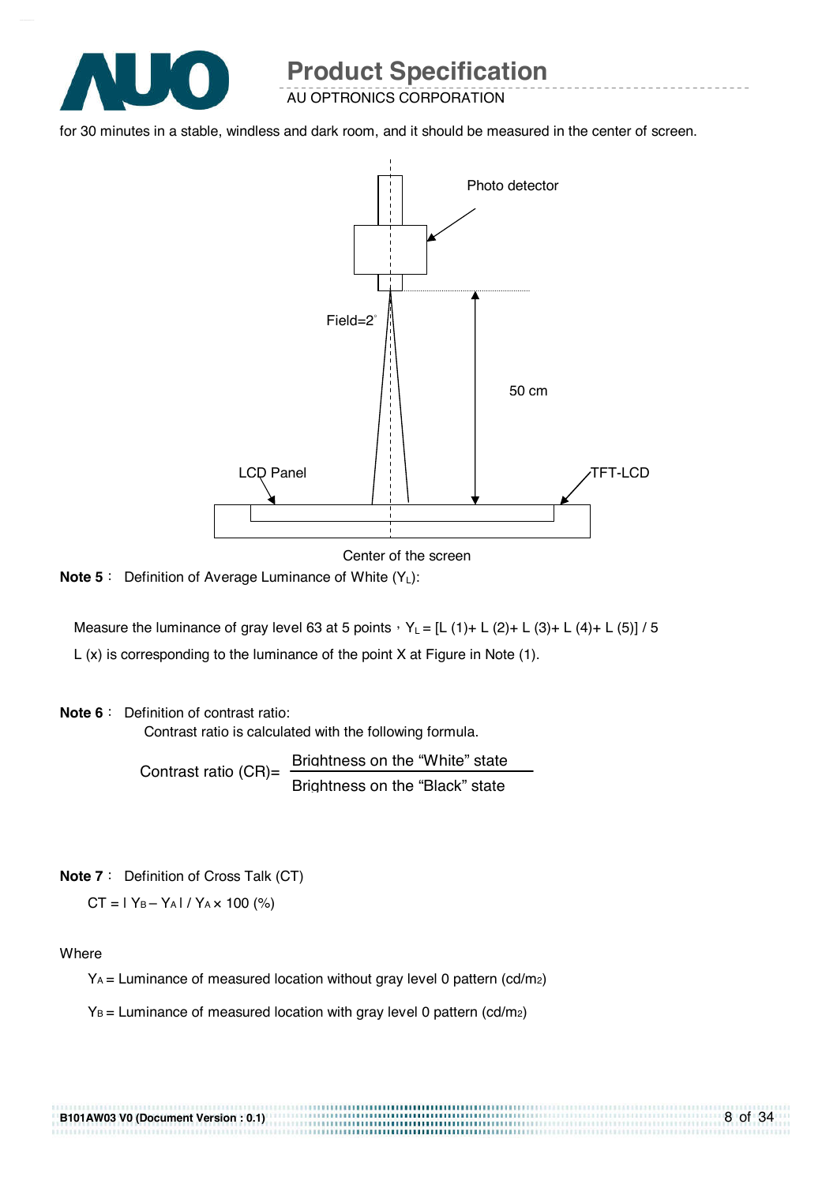for 30 minutes in a stable, windless and dark room, and it should be measured in the center of screen.

Photo detector

Field=2°

50 cm

LCD Panel

TFT-LCD

Center of the screen

**Note 5**： Definition of Average Luminance of White ($Y_L$):

Measure the luminance of gray level 63 at 5 points，$Y_L$ = [L (1)+ L (2)+ L (3)+ L (4)+ L (5)] / 5

L (x) is corresponding to the luminance of the point X at Figure in Note (1).

**Note 6**： Definition of contrast ratio:

Contrast ratio is calculated with the following formula.

$$\text{Contrast ratio (CR)} = \frac{\text{Brightness on the "White" state}}{\text{Brightness on the "Black" state}}$$

**Note 7**： Definition of Cross Talk (CT)

$CT = | Y_B - Y_A | / Y_A \times 100$ (%)

Where

$Y_A$ = Luminance of measured location without gray level 0 pattern (cd/$m^2$)

$Y_B$ = Luminance of measured location with gray level 0 pattern (cd/$m^2$)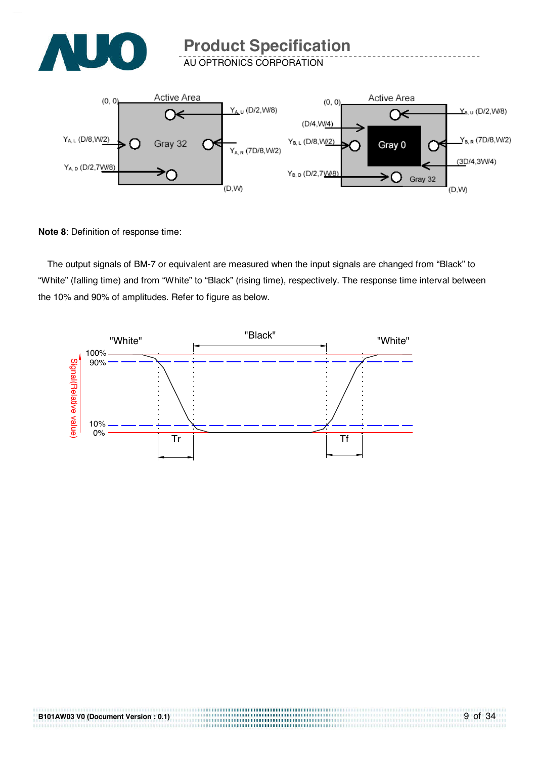**Note 8**: Definition of response time:

The output signals of BM-7 or equivalent are measured when the input signals are changed from “Black” to “White” (falling time) and from “White” to “Black” (rising time), respectively. The response time interval between the 10% and 90% of amplitudes. Refer to figure as below.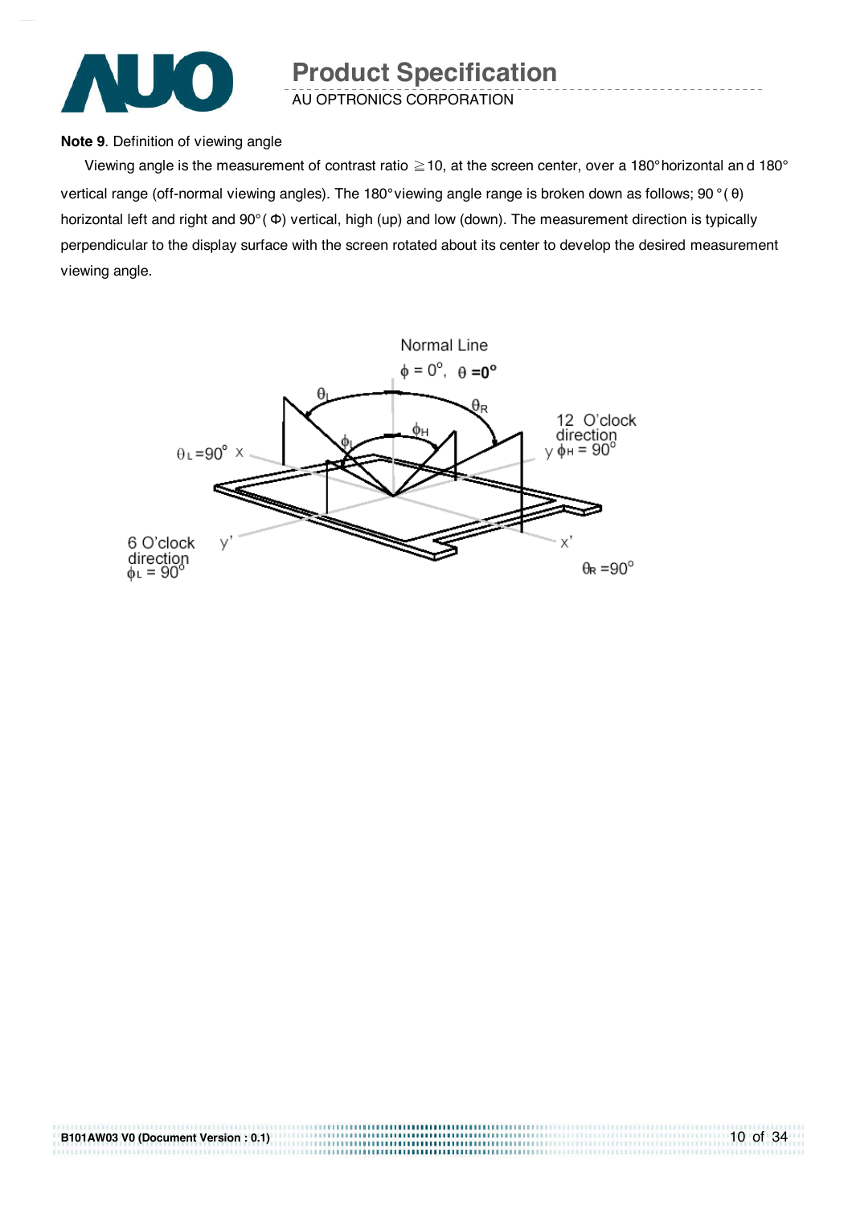**Note 9**. Definition of viewing angle

Viewing angle is the measurement of contrast ratio ≧10, at the screen center, over a 180° horizontal an d 180° vertical range (off-normal viewing angles). The 180° viewing angle range is broken down as follows; 90 ° ( θ) horizontal left and right and 90° ( Φ) vertical, high (up) and low (down). The measurement direction is typically perpendicular to the display surface with the screen rotated about its center to develop the desired measurement viewing angle.

Normal Line
$\phi = 0^{\circ}$, $\theta = 0^{\circ}$

$\theta_L$ $\theta_R$ $\phi_H$ $\phi_L$

12 O'clock direction
y $\phi_H = 90^{\circ}$

$\theta_L = 90^{\circ}$ x

6 O'clock direction
$\phi_L = 90^{\circ}$ y'

x'
$\theta_R = 90^{\circ}$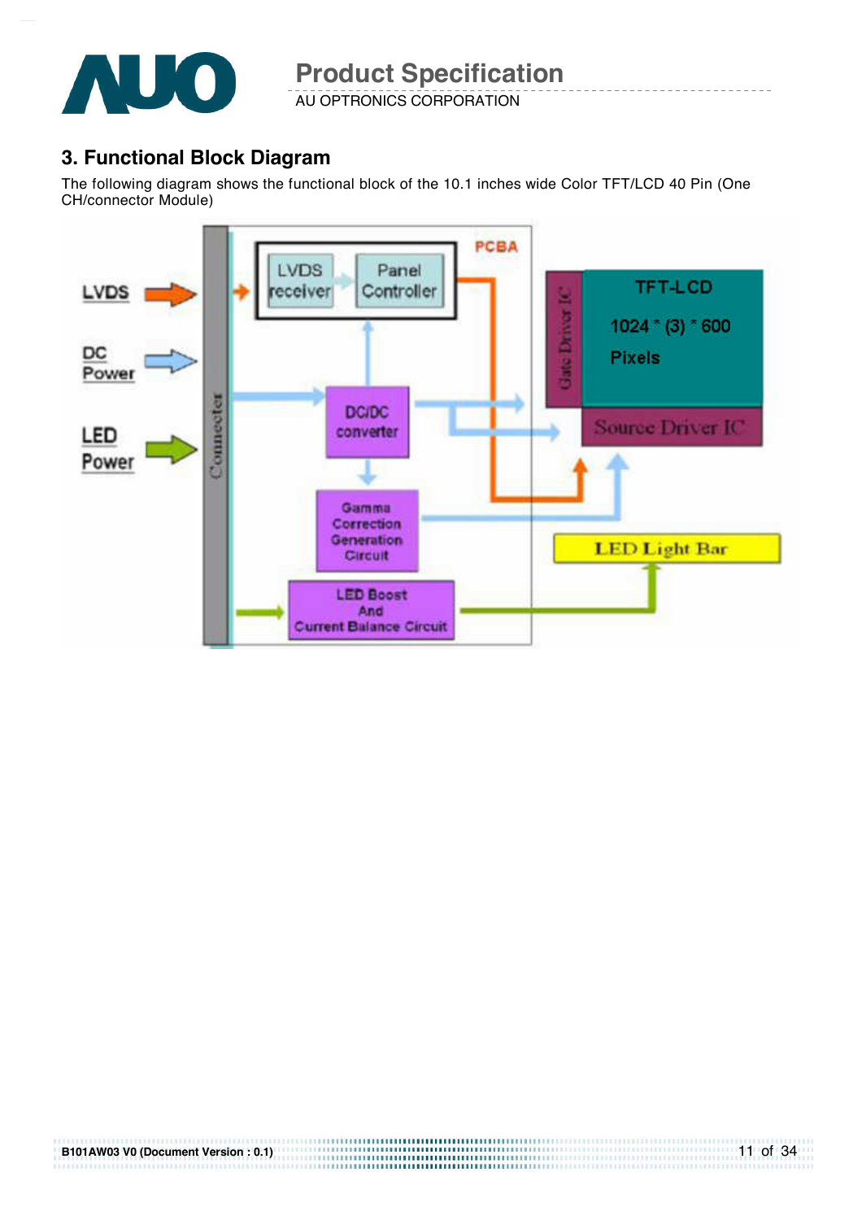## 3. Functional Block Diagram

The following diagram shows the functional block of the 10.1 inches wide Color TFT/LCD 40 Pin (One CH/connector Module)

LVDS

DC Power

LED Power

Connector

PCBA

LVDS receiver

Panel Controller

DC/DC converter

Gamma Correction Generation Circuit

LED Boost And Current Balance Circuit

Gate Driver IC

TFT-LCD

1024 * (3) * 600

Pixels

Source Driver IC

LED Light Bar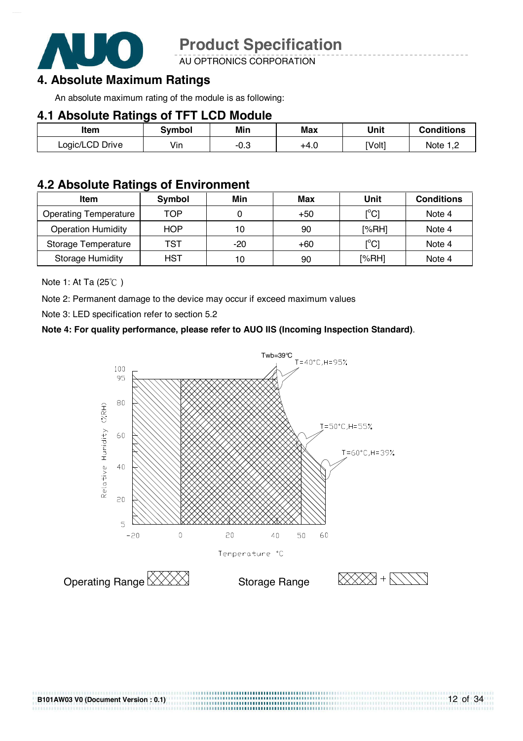## 4. Absolute Maximum Ratings

An absolute maximum rating of the module is as following:

### 4.1 Absolute Ratings of TFT LCD Module

| Item | Symbol | Min | Max | Unit | Conditions |
|---|---|---|---|---|---|
| Logic/LCD Drive | Vin | -0.3 | +4.0 | [Volt] | Note 1,2 |

### 4.2 Absolute Ratings of Environment

| Item | Symbol | Min | Max | Unit | Conditions |
|---|---|---|---|---|---|
| Operating Temperature | TOP | 0 | +50 | [°C] | Note 4 |
| Operation Humidity | HOP | 10 | 90 | [%RH] | Note 4 |
| Storage Temperature | TST | -20 | +60 | [°C] | Note 4 |
| Storage Humidity | HST | 10 | 90 | [%RH] | Note 4 |

Note 1: At Ta (25℃ )

Note 2: Permanent damage to the device may occur if exceed maximum values

Note 3: LED specification refer to section 5.2

**Note 4: For quality performance, please refer to AUO IIS (Incoming Inspection Standard)**.

Twb=39℃

T=40°C,H=95%

T=50°C,H=55%

T=60°C,H=39%

Relative Humidity (%RH)

Temperature °C

Operating Range

Storage Range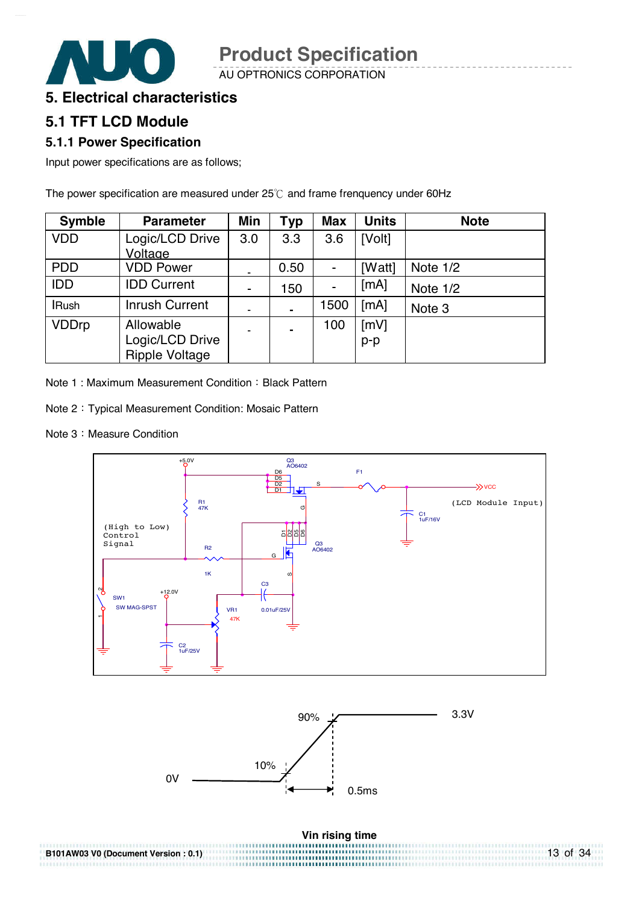# 5. Electrical characteristics

## 5.1 TFT LCD Module

### 5.1.1 Power Specification

Input power specifications are as follows;

The power specification are measured under 25℃ and frame frenquency under 60Hz

| Symble | Parameter | Min | Typ | Max | Units | Note |
|---|---|---|---|---|---|---|
| VDD | Logic/LCD Drive Voltage | 3.0 | 3.3 | 3.6 | [Volt] | |
| PDD | VDD Power | - | 0.50 | - | [Watt] | Note 1/2 |
| IDD | IDD Current | - | 150 | - | [mA] | Note 1/2 |
| IRush | Inrush Current | - | - | 1500 | [mA] | Note 3 |
| VDDrp | Allowable Logic/LCD Drive Ripple Voltage | - | - | 100 | [mV] p-p | |

Note 1 : Maximum Measurement Condition：Black Pattern

Note 2：Typical Measurement Condition: Mosaic Pattern

Note 3：Measure Condition

Vin rising time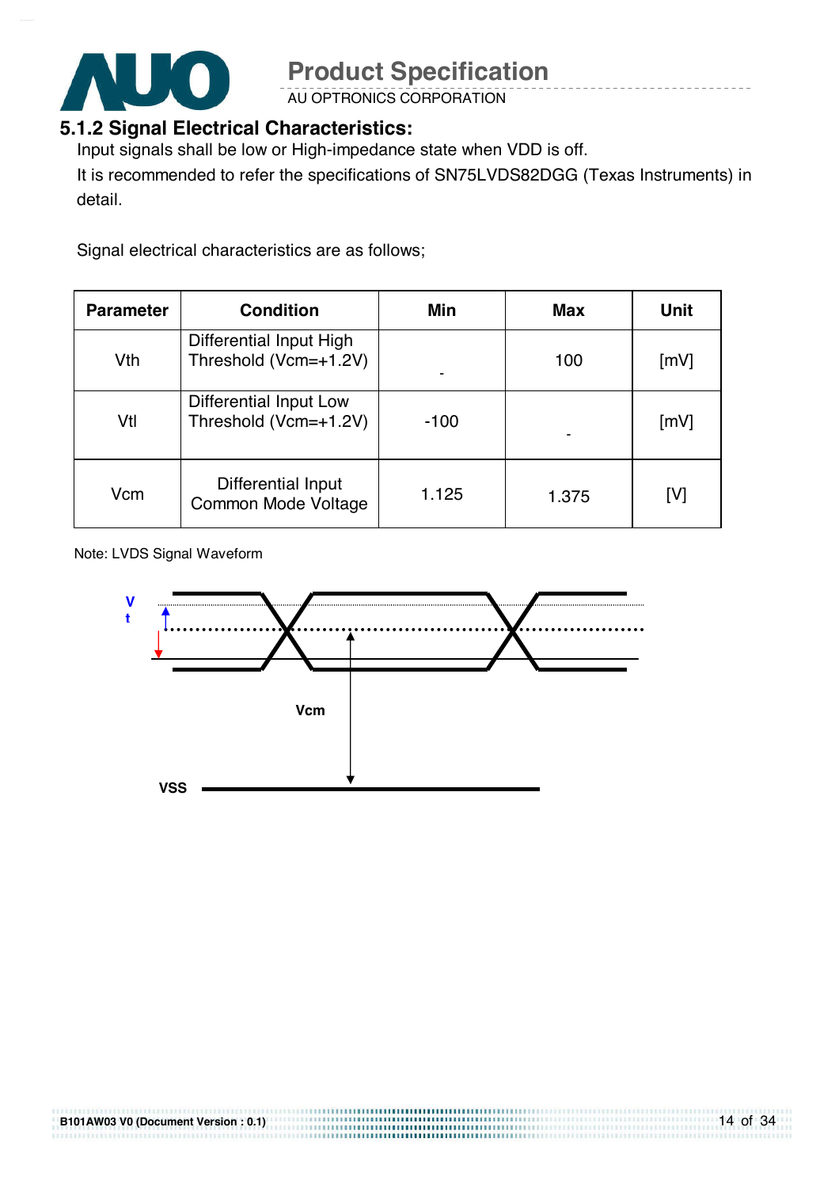### 5.1.2 Signal Electrical Characteristics:

Input signals shall be low or High-impedance state when VDD is off.

It is recommended to refer the specifications of SN75LVDS82DGG (Texas Instruments) in detail.

Signal electrical characteristics are as follows;

| Parameter | Condition | Min | Max | Unit |
|---|---|---|---|---|
| Vth | Differential Input High Threshold (Vcm=+1.2V) | - | 100 | [mV] |
| Vtl | Differential Input Low Threshold (Vcm=+1.2V) | -100 | - | [mV] |
| Vcm | Differential Input Common Mode Voltage | 1.125 | 1.375 | [V] |

Note: LVDS Signal Waveform

Vt

Vcm

VSS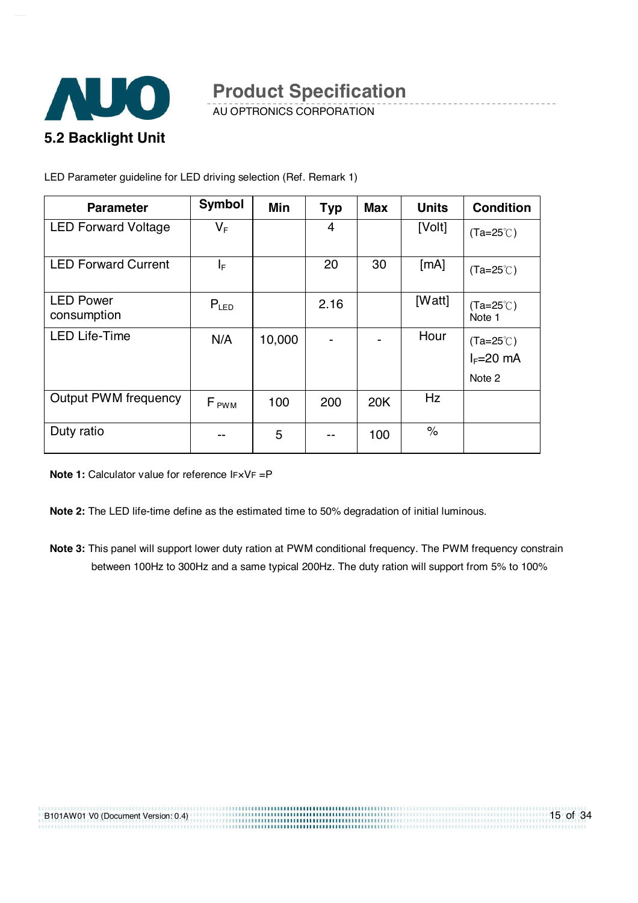## 5.2 Backlight Unit

LED Parameter guideline for LED driving selection (Ref. Remark 1)

| Parameter | Symbol | Min | Typ | Max | Units | Condition |
|---|---|---|---|---|---|---|
| LED Forward Voltage | $V_F$ | | 4 | | [Volt] | (Ta=25℃) |
| LED Forward Current | $I_F$ | | 20 | 30 | [mA] | (Ta=25℃) |
| LED Power consumption | $P_{LED}$ | | 2.16 | | [Watt] | (Ta=25℃) Note 1 |
| LED Life-Time | N/A | 10,000 | - | - | Hour | (Ta=25℃) $I_F$=20 mA Note 2 |
| Output PWM frequency | $F_{PWM}$ | 100 | 200 | 20K | Hz | |
| Duty ratio | -- | 5 | -- | 100 | % | |

**Note 1:** Calculator value for reference $I_F \times V_F = P$

**Note 2:** The LED life-time define as the estimated time to 50% degradation of initial luminous.

**Note 3:** This panel will support lower duty ration at PWM conditional frequency. The PWM frequency constrain between 100Hz to 300Hz and a same typical 200Hz. The duty ration will support from 5% to 100%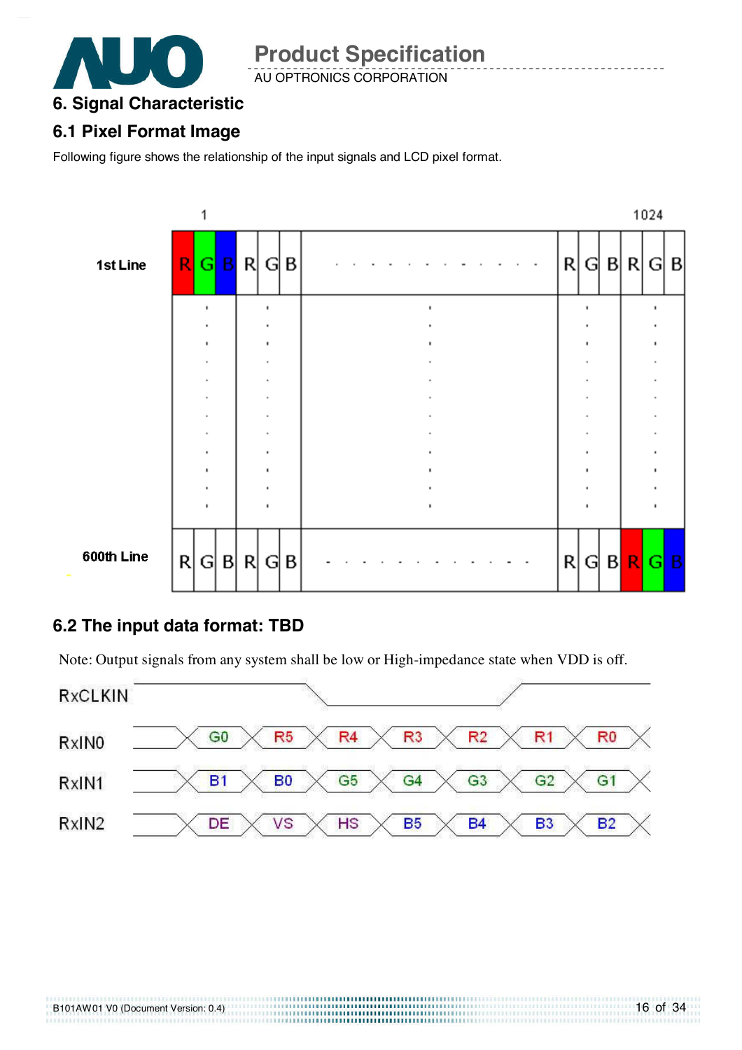# 6. Signal Characteristic

## 6.1 Pixel Format Image

Following figure shows the relationship of the input signals and LCD pixel format.

|  | 1 |  |  |  |  |  |  | 1024 |  |  |
|---|---|---|---|---|---|---|---|---|---|---|
| 1st Line | R | G | B | R | G | B | · · · · · · · · · · · · | R | G | B | R | G | B |
| 600th Line | R | G | B | R | G | B | · · · · · · · · · · · · | R | G | B | R | G | B |

## 6.2 The input data format: TBD

Note: Output signals from any system shall be low or High-impedance state when VDD is off.

| Signal |  |  |  |  |  |  |  |
|---|---|---|---|---|---|---|---|
| RxCLKIN |  |  |  |  |  |  |  |
| RxIN0 | G0 | R5 | R4 | R3 | R2 | R1 | R0 |
| RxIN1 | B1 | B0 | G5 | G4 | G3 | G2 | G1 |
| RxIN2 | DE | VS | HS | B5 | B4 | B3 | B2 |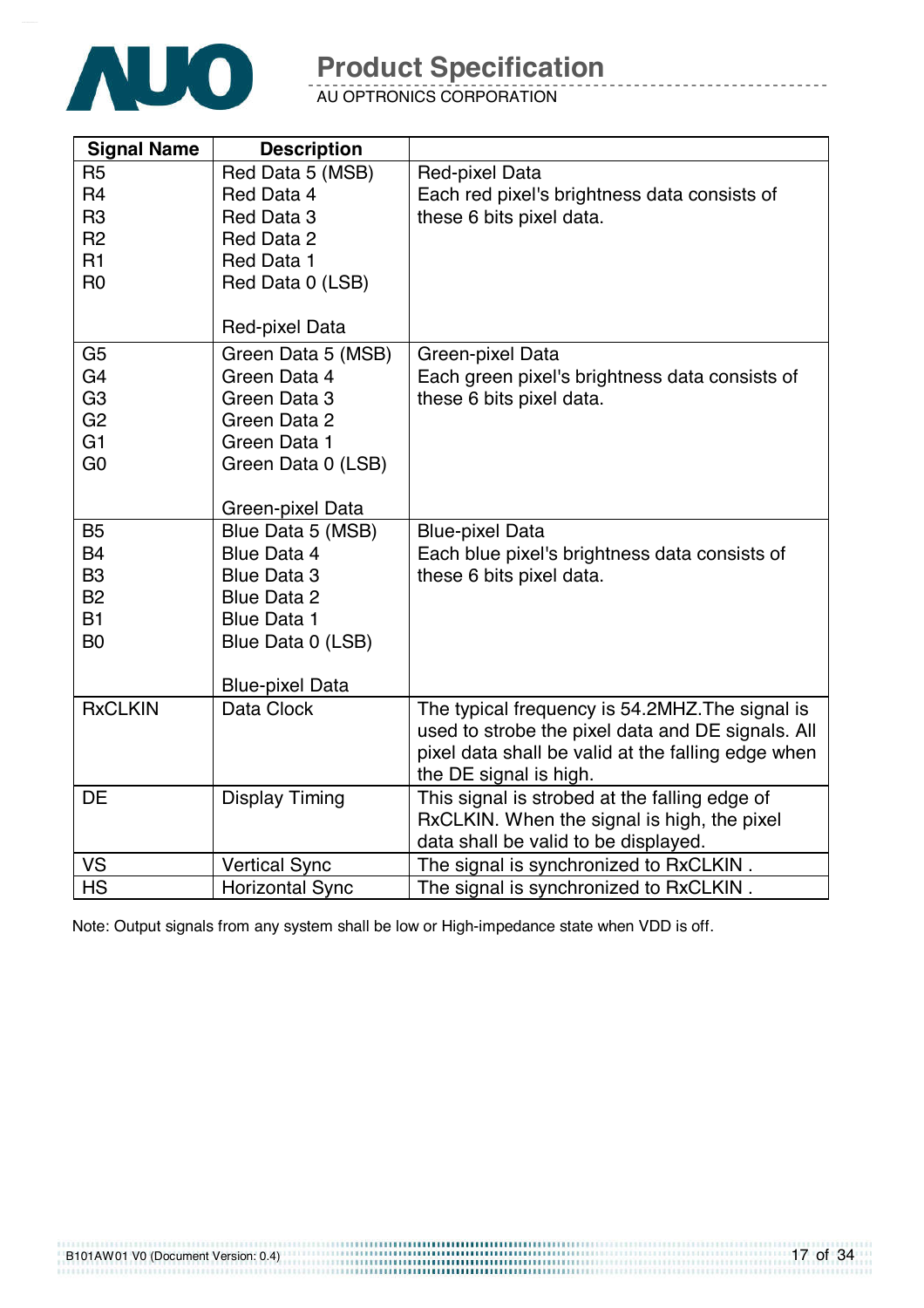| Signal Name | Description | |
|---|---|---|
| R5<br>R4<br>R3<br>R2<br>R1<br>R0 | Red Data 5 (MSB)<br>Red Data 4<br>Red Data 3<br>Red Data 2<br>Red Data 1<br>Red Data 0 (LSB)<br><br>Red-pixel Data | Red-pixel Data<br>Each red pixel's brightness data consists of these 6 bits pixel data. |
| G5<br>G4<br>G3<br>G2<br>G1<br>G0 | Green Data 5 (MSB)<br>Green Data 4<br>Green Data 3<br>Green Data 2<br>Green Data 1<br>Green Data 0 (LSB)<br><br>Green-pixel Data | Green-pixel Data<br>Each green pixel's brightness data consists of these 6 bits pixel data. |
| B5<br>B4<br>B3<br>B2<br>B1<br>B0 | Blue Data 5 (MSB)<br>Blue Data 4<br>Blue Data 3<br>Blue Data 2<br>Blue Data 1<br>Blue Data 0 (LSB)<br><br>Blue-pixel Data | Blue-pixel Data<br>Each blue pixel's brightness data consists of these 6 bits pixel data. |
| RxCLKIN | Data Clock | The typical frequency is 54.2MHZ.The signal is used to strobe the pixel data and DE signals. All pixel data shall be valid at the falling edge when the DE signal is high. |
| DE | Display Timing | This signal is strobed at the falling edge of RxCLKIN. When the signal is high, the pixel data shall be valid to be displayed. |
| VS | Vertical Sync | The signal is synchronized to RxCLKIN . |
| HS | Horizontal Sync | The signal is synchronized to RxCLKIN . |

Note: Output signals from any system shall be low or High-impedance state when VDD is off.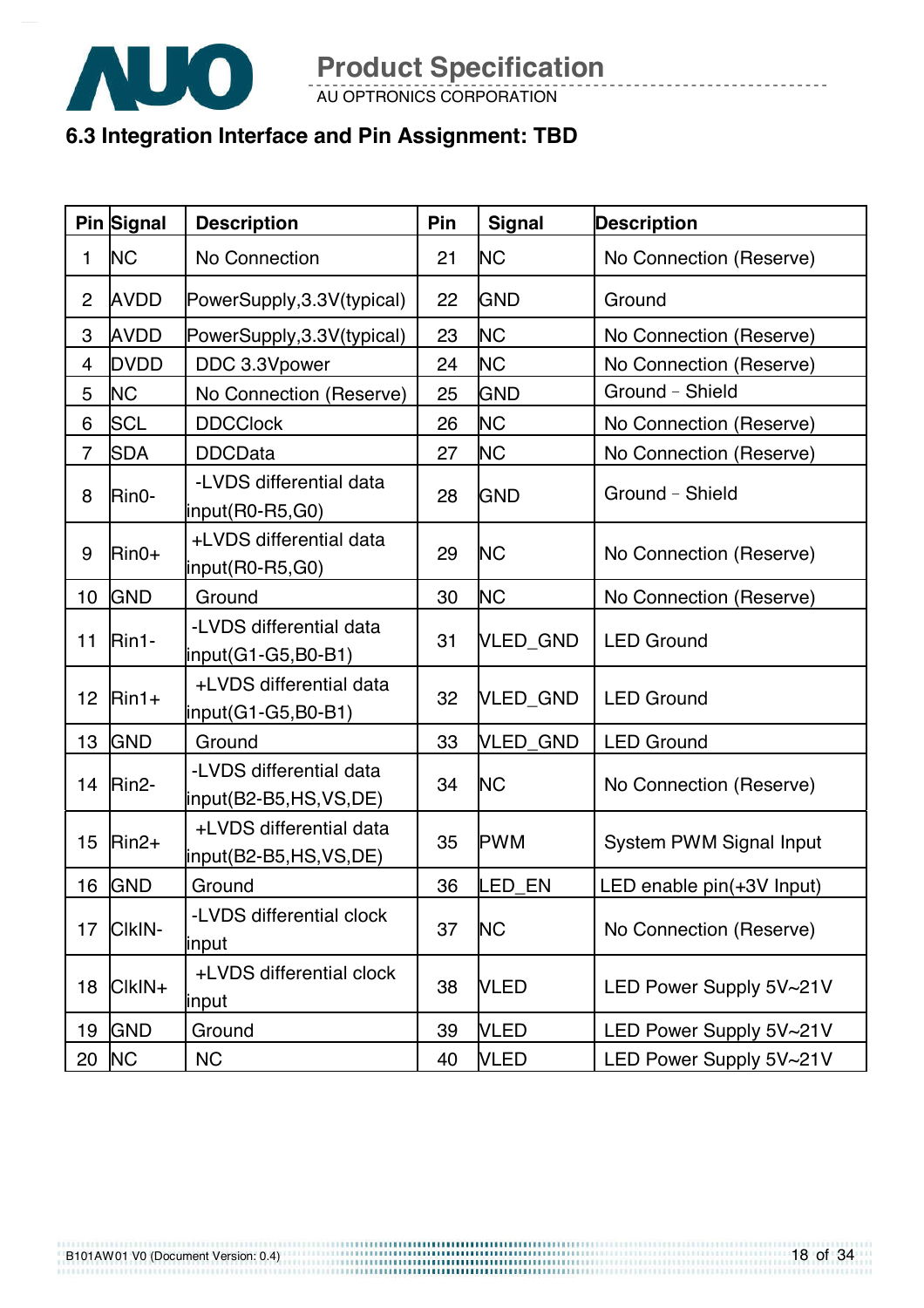### 6.3 Integration Interface and Pin Assignment: TBD

| Pin | Signal | Description | Pin | Signal | Description |
|---|---|---|---|---|---|
| 1 | NC | No Connection | 21 | NC | No Connection (Reserve) |
| 2 | AVDD | PowerSupply,3.3V(typical) | 22 | GND | Ground |
| 3 | AVDD | PowerSupply,3.3V(typical) | 23 | NC | No Connection (Reserve) |
| 4 | DVDD | DDC 3.3Vpower | 24 | NC | No Connection (Reserve) |
| 5 | NC | No Connection (Reserve) | 25 | GND | Ground – Shield |
| 6 | SCL | DDCClock | 26 | NC | No Connection (Reserve) |
| 7 | SDA | DDCData | 27 | NC | No Connection (Reserve) |
| 8 | Rin0- | -LVDS differential data input(R0-R5,G0) | 28 | GND | Ground – Shield |
| 9 | Rin0+ | +LVDS differential data input(R0-R5,G0) | 29 | NC | No Connection (Reserve) |
| 10 | GND | Ground | 30 | NC | No Connection (Reserve) |
| 11 | Rin1- | -LVDS differential data input(G1-G5,B0-B1) | 31 | VLED_GND | LED Ground |
| 12 | Rin1+ | +LVDS differential data input(G1-G5,B0-B1) | 32 | VLED_GND | LED Ground |
| 13 | GND | Ground | 33 | VLED_GND | LED Ground |
| 14 | Rin2- | -LVDS differential data input(B2-B5,HS,VS,DE) | 34 | NC | No Connection (Reserve) |
| 15 | Rin2+ | +LVDS differential data input(B2-B5,HS,VS,DE) | 35 | PWM | System PWM Signal Input |
| 16 | GND | Ground | 36 | LED_EN | LED enable pin(+3V Input) |
| 17 | ClkIN- | -LVDS differential clock input | 37 | NC | No Connection (Reserve) |
| 18 | ClkIN+ | +LVDS differential clock input | 38 | VLED | LED Power Supply 5V~21V |
| 19 | GND | Ground | 39 | VLED | LED Power Supply 5V~21V |
| 20 | NC | NC | 40 | VLED | LED Power Supply 5V~21V |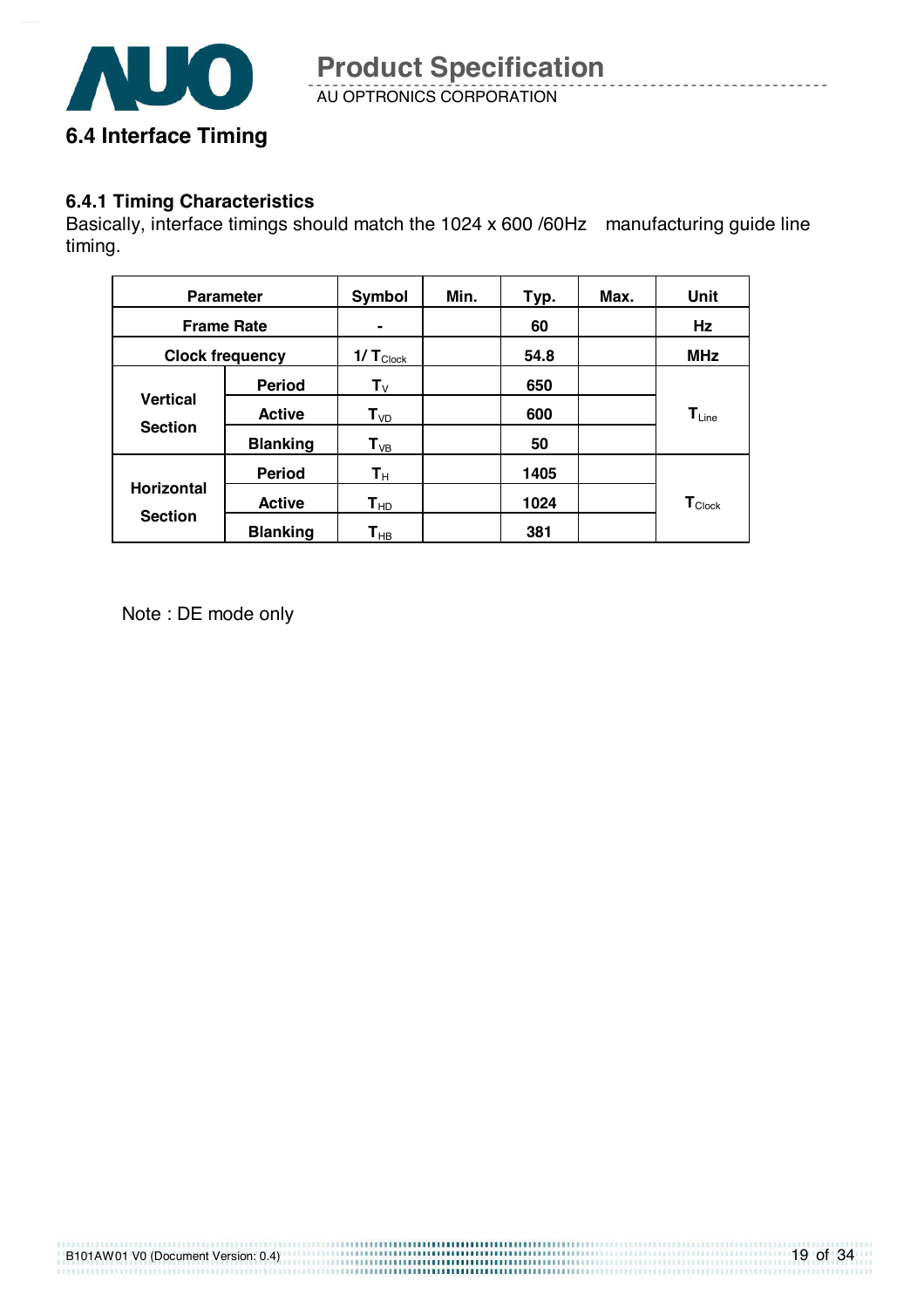## 6.4 Interface Timing

### 6.4.1 Timing Characteristics

Basically, interface timings should match the 1024 x 600 /60Hz manufacturing guide line timing.

| Parameter | | Symbol | Min. | Typ. | Max. | Unit |
|---|---|---|---|---|---|---|
| Frame Rate | | - | | 60 | | Hz |
| Clock frequency | | $1/\ T_{Clock}$ | | 54.8 | | MHz |
| Vertical Section | Period | $T_V$ | | 650 | | $T_{Line}$ |
| | Active | $T_{VD}$ | | 600 | | |
| | Blanking | $T_{VB}$ | | 50 | | |
| Horizontal Section | Period | $T_H$ | | 1405 | | $T_{Clock}$ |
| | Active | $T_{HD}$ | | 1024 | | |
| | Blanking | $T_{HB}$ | | 381 | | |

Note : DE mode only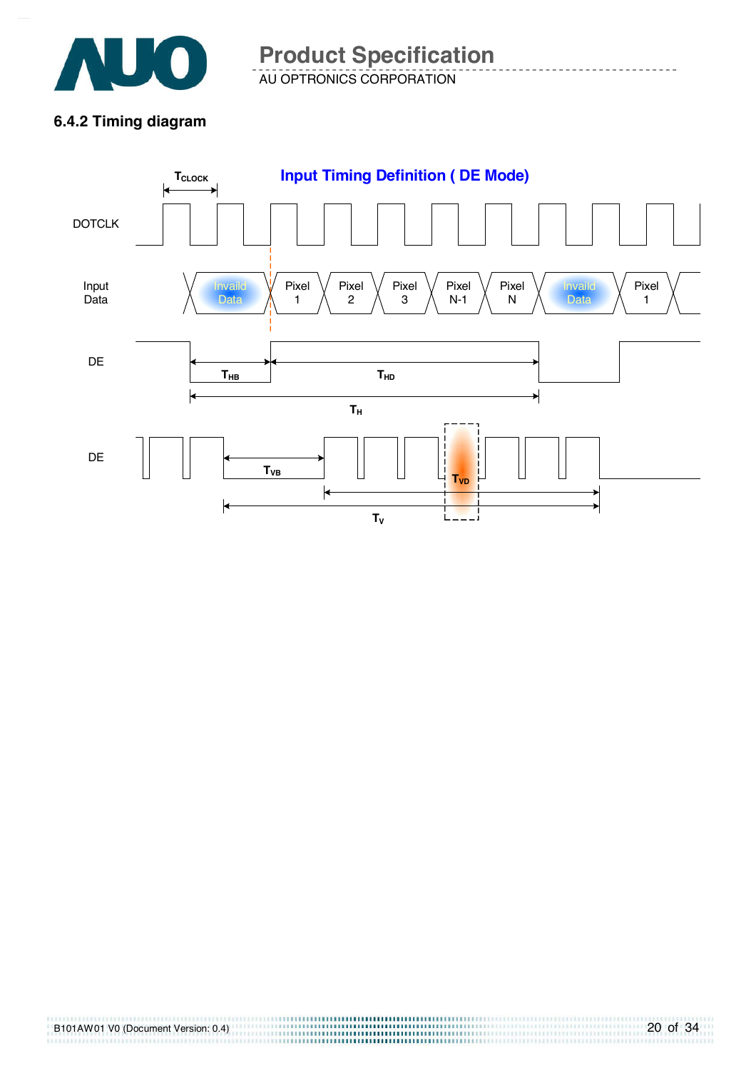### 6.4.2 Timing diagram

**Input Timing Definition ( DE Mode)**

$T_{CLOCK}$

DOTCLK

Input Data: Invaild Data | Pixel 1 | Pixel 2 | Pixel 3 | Pixel N-1 | Pixel N | Invaild Data | Pixel 1

DE: $T_{HB}$, $T_{HD}$, $T_H$

DE: $T_{VB}$, $T_{VD}$, $T_V$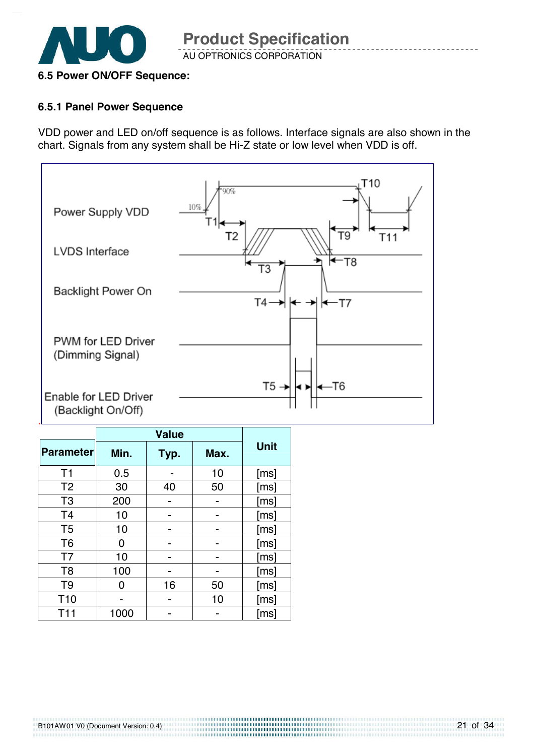### 6.5 Power ON/OFF Sequence:

#### 6.5.1 Panel Power Sequence

VDD power and LED on/off sequence is as follows. Interface signals are also shown in the chart. Signals from any system shall be Hi-Z state or low level when VDD is off.

| Parameter | Value | | | Unit |
|---|---|---|---|---|
| | Min. | Typ. | Max. | |
| T1 | 0.5 | - | 10 | [ms] |
| T2 | 30 | 40 | 50 | [ms] |
| T3 | 200 | - | - | [ms] |
| T4 | 10 | - | - | [ms] |
| T5 | 10 | - | - | [ms] |
| T6 | 0 | - | - | [ms] |
| T7 | 10 | - | - | [ms] |
| T8 | 100 | - | - | [ms] |
| T9 | 0 | 16 | 50 | [ms] |
| T10 | - | - | 10 | [ms] |
| T11 | 1000 | - | - | [ms] |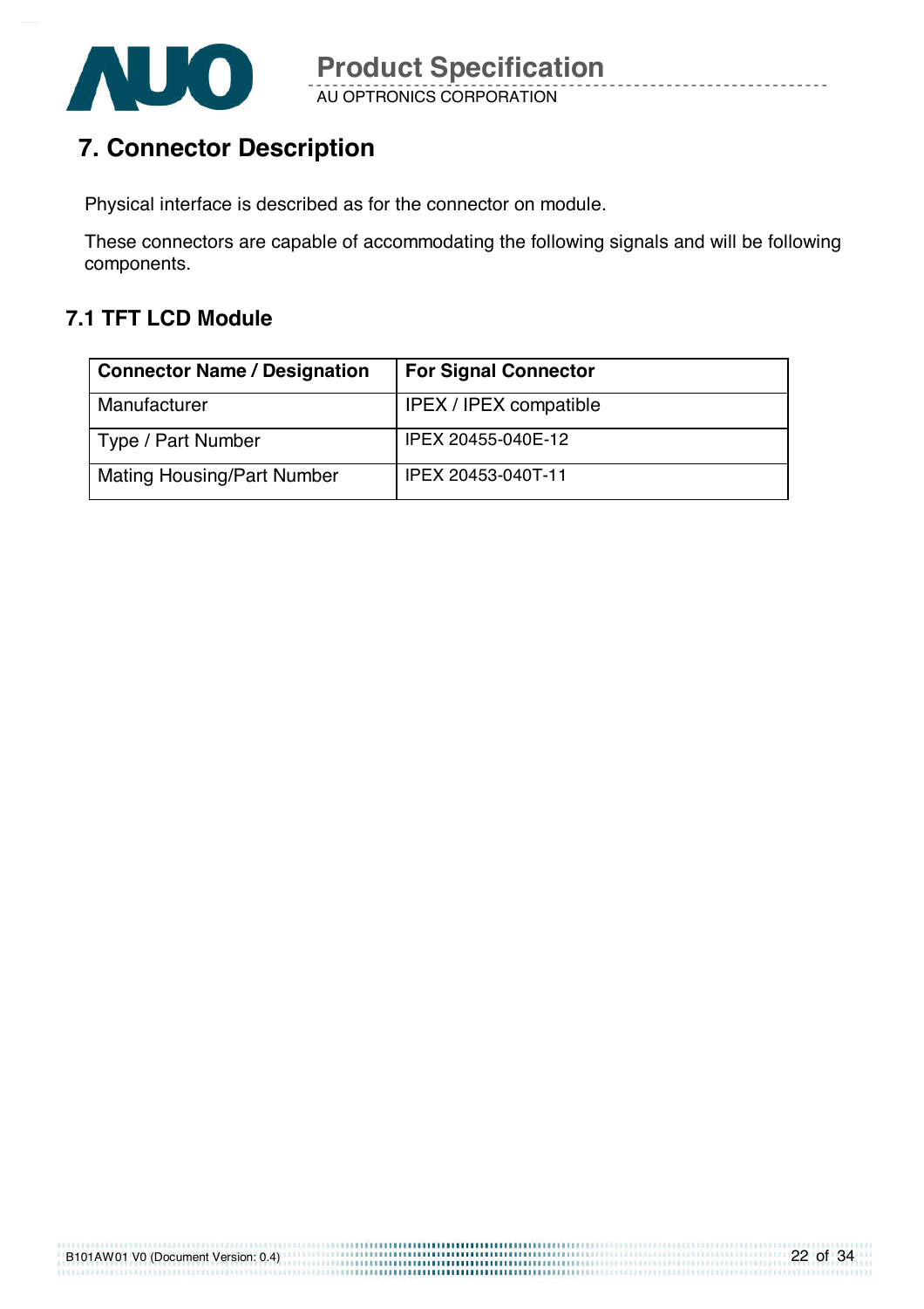# 7. Connector Description

Physical interface is described as for the connector on module.

These connectors are capable of accommodating the following signals and will be following components.

## 7.1 TFT LCD Module

| **Connector Name / Designation** | **For Signal Connector** |
|---|---|
| Manufacturer | IPEX / IPEX compatible |
| Type / Part Number | IPEX 20455-040E-12 |
| Mating Housing/Part Number | IPEX 20453-040T-11 |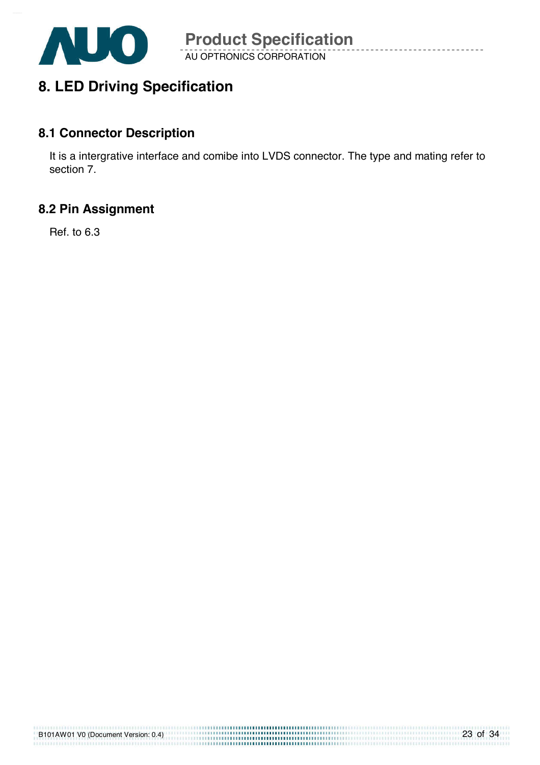# 8. LED Driving Specification

## 8.1 Connector Description

It is a intergrative interface and comibe into LVDS connector. The type and mating refer to section 7.

## 8.2 Pin Assignment

Ref. to 6.3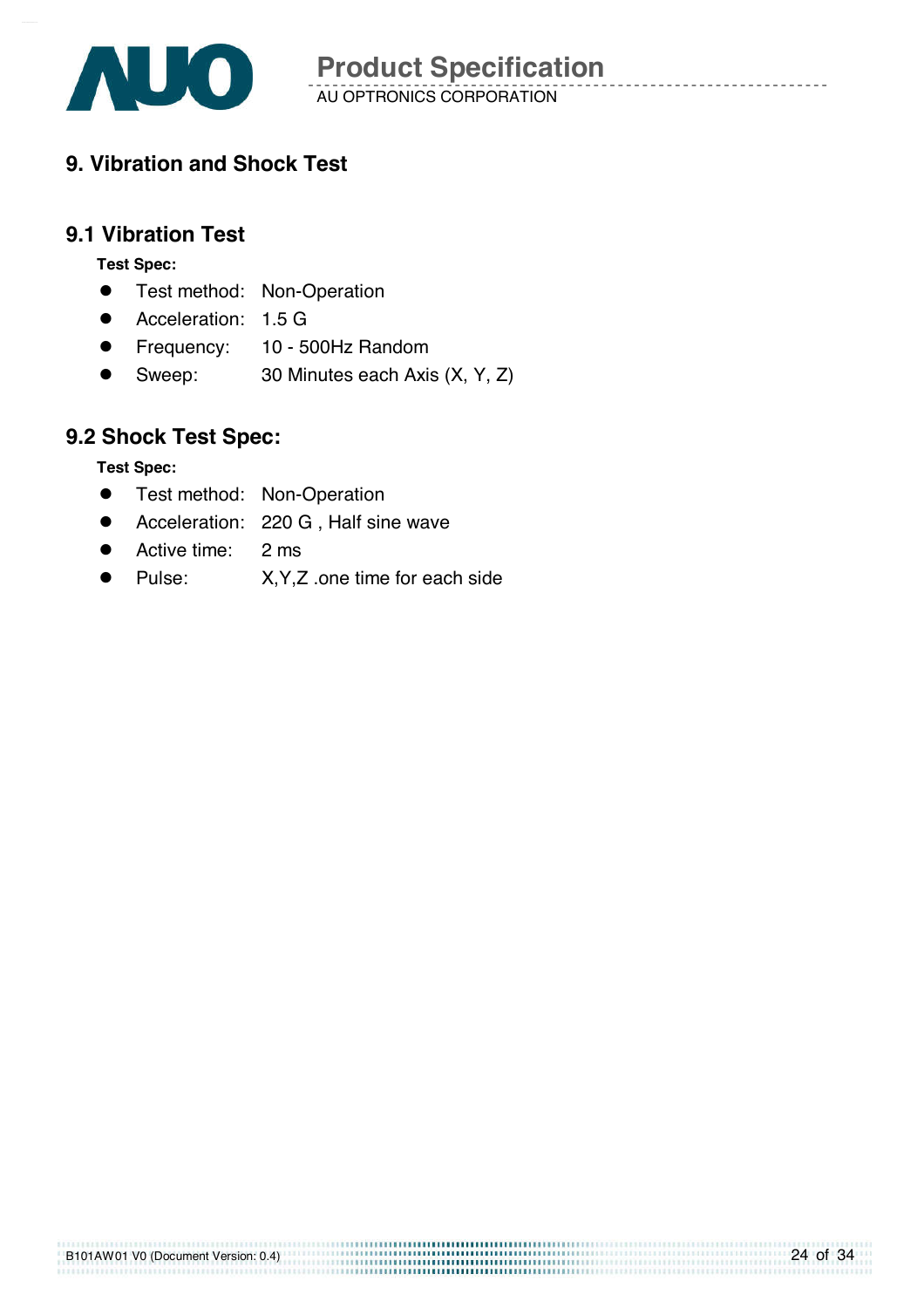# 9. Vibration and Shock Test

## 9.1 Vibration Test

**Test Spec:**

- Test method: Non-Operation
- Acceleration: 1.5 G
- Frequency: 10 - 500Hz Random
- Sweep: 30 Minutes each Axis (X, Y, Z)

## 9.2 Shock Test Spec:

**Test Spec:**

- Test method: Non-Operation
- Acceleration: 220 G , Half sine wave
- Active time: 2 ms
- Pulse: X,Y,Z .one time for each side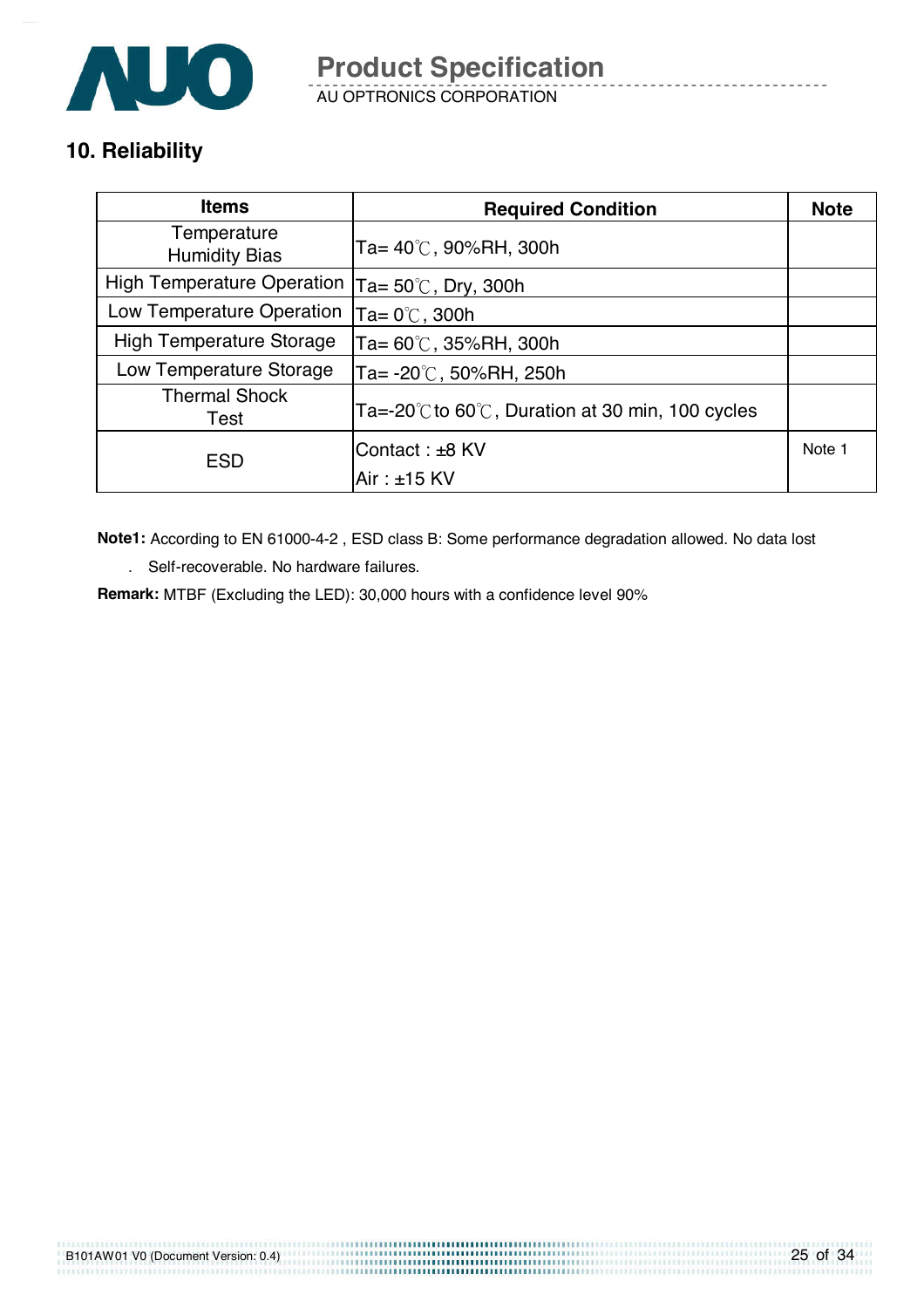## 10. Reliability

| Items | Required Condition | Note |
|---|---|---|
| Temperature Humidity Bias | Ta= 40℃, 90%RH, 300h | |
| High Temperature Operation | Ta= 50℃, Dry, 300h | |
| Low Temperature Operation | Ta= 0℃, 300h | |
| High Temperature Storage | Ta= 60℃, 35%RH, 300h | |
| Low Temperature Storage | Ta= -20℃, 50%RH, 250h | |
| Thermal Shock Test | Ta=-20℃to 60℃, Duration at 30 min, 100 cycles | |
| ESD | Contact : ±8 KV<br>Air : ±15 KV | Note 1 |

**Note1:** According to EN 61000-4-2 , ESD class B: Some performance degradation allowed. No data lost

. Self-recoverable. No hardware failures.

**Remark:** MTBF (Excluding the LED): 30,000 hours with a confidence level 90%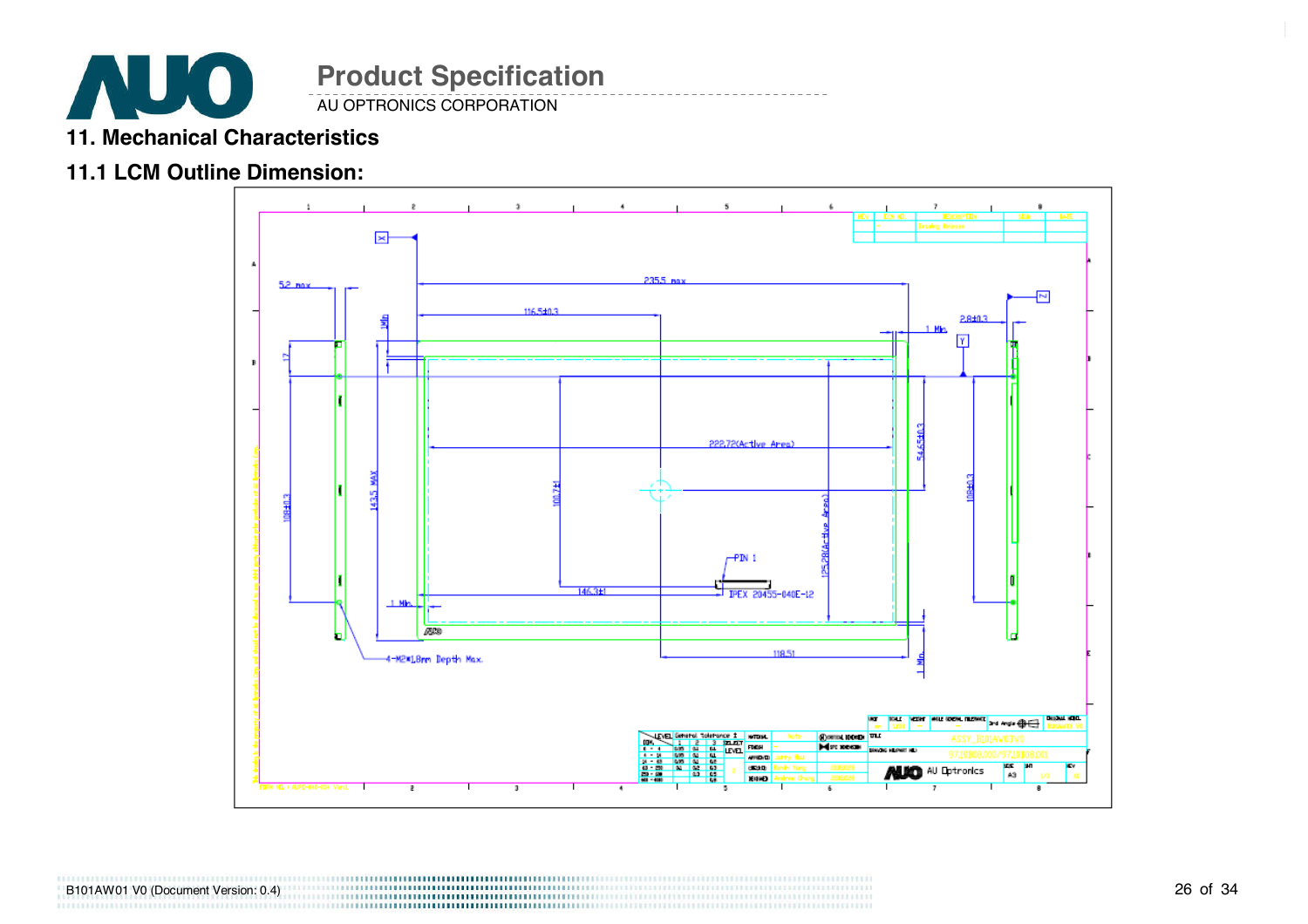## 11. Mechanical Characteristics

### 11.1 LCM Outline Dimension: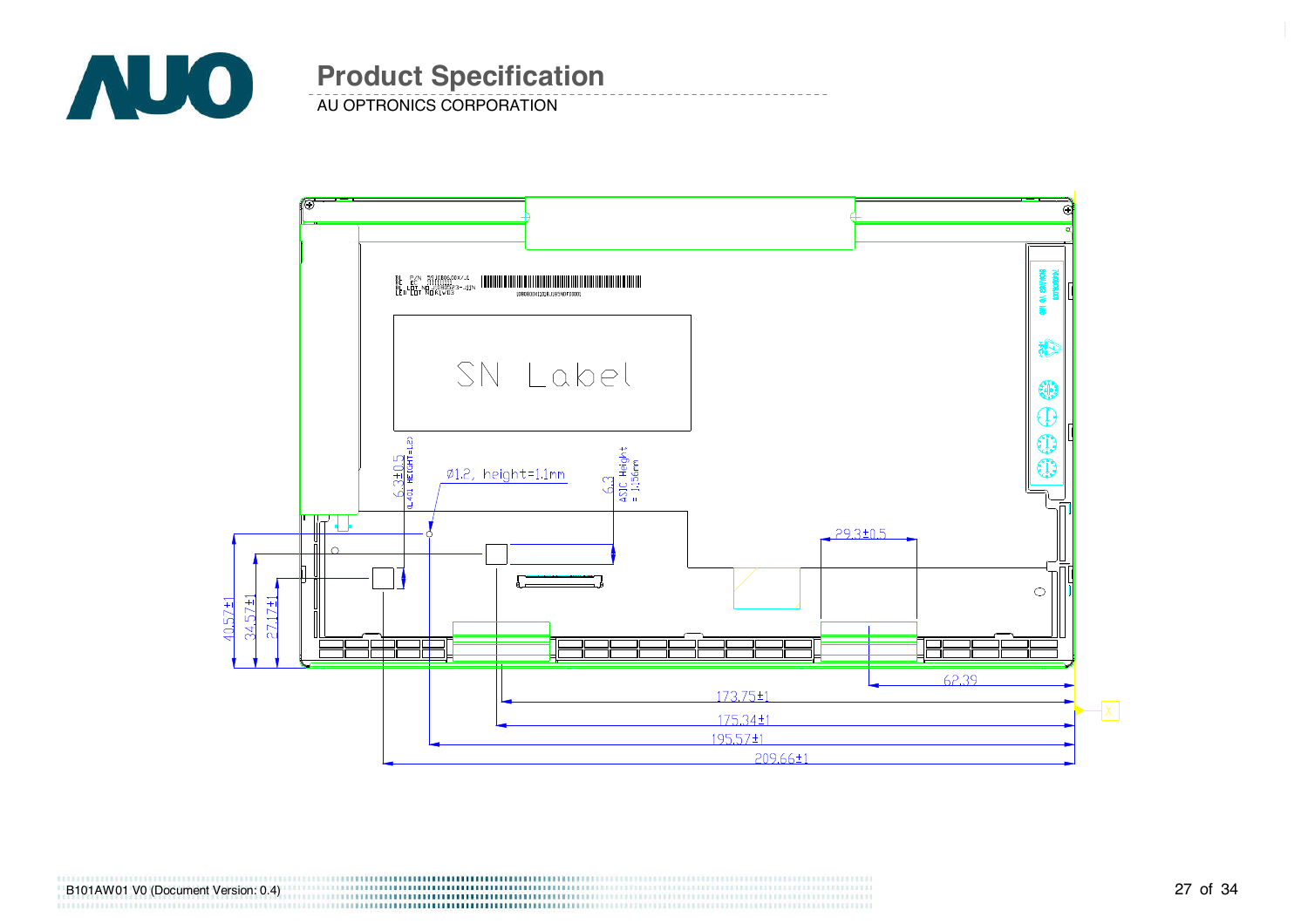SN Label

Ø1.2, height=1.1mm

6.3±0.5 (L401 HEIGHT=1.2)

6.3 ASIC Height = 1.56mm

29.3±0.5

40.57±1

34.57±1

27.17±1

62.39

173.75±1

175.34±1

195.57±1

209.66±1

X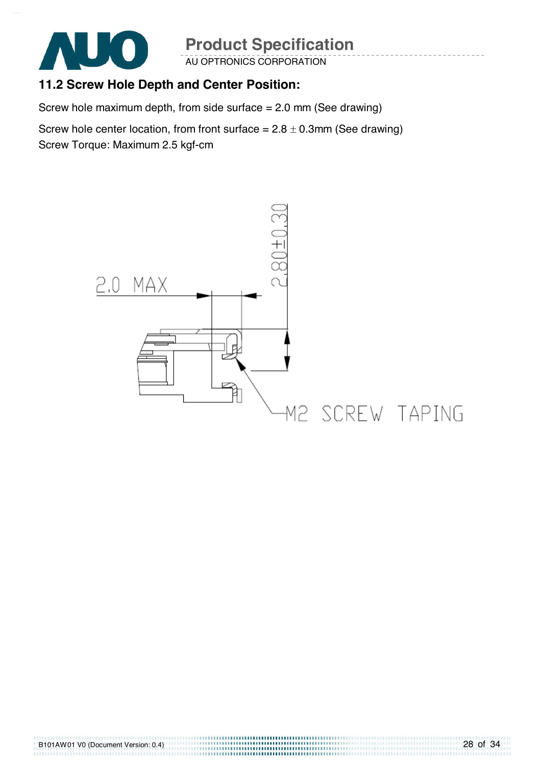## 11.2 Screw Hole Depth and Center Position:

Screw hole maximum depth, from side surface = 2.0 mm (See drawing)

Screw hole center location, from front surface = 2.8 ± 0.3mm (See drawing)

Screw Torque: Maximum 2.5 kgf-cm

2.0 MAX

2.80±0.30

M2 SCREW TAPING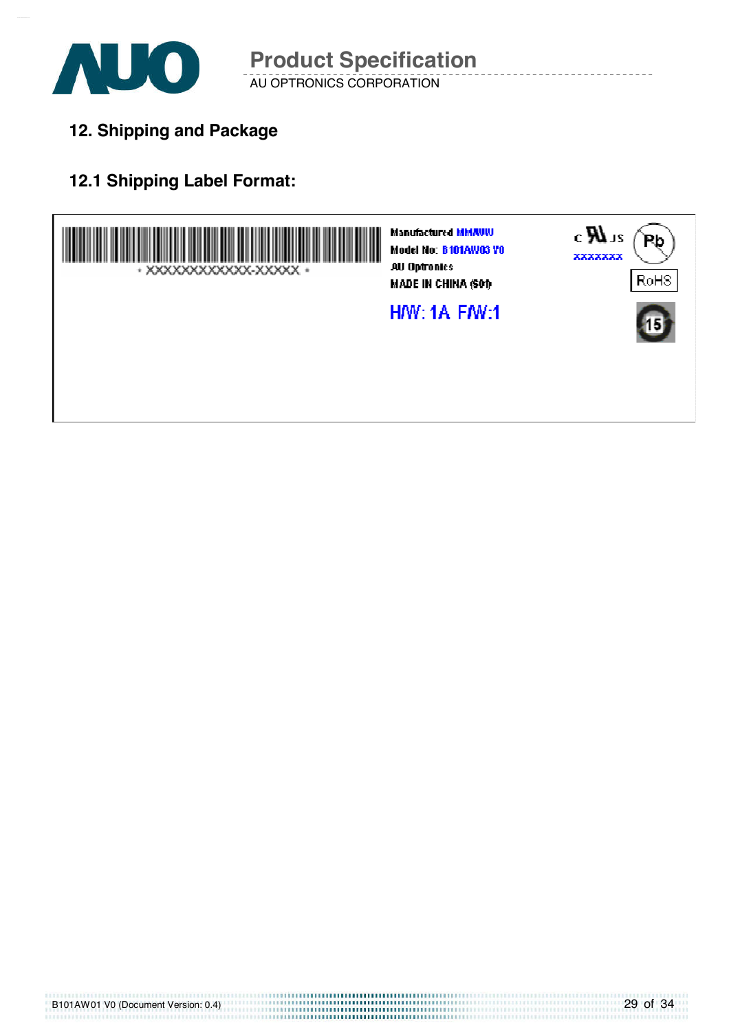# 12. Shipping and Package

## 12.1 Shipping Label Format:

\* XXXXXXXXXXXX-XXXXX \*

Manufactured MM/WW
Model No: B101AW03 V0
AU Optronics
MADE IN CHINA (S01)

H/W: 1A F/W:1

c UL us
XXXXXXX

Pb

RoHS

15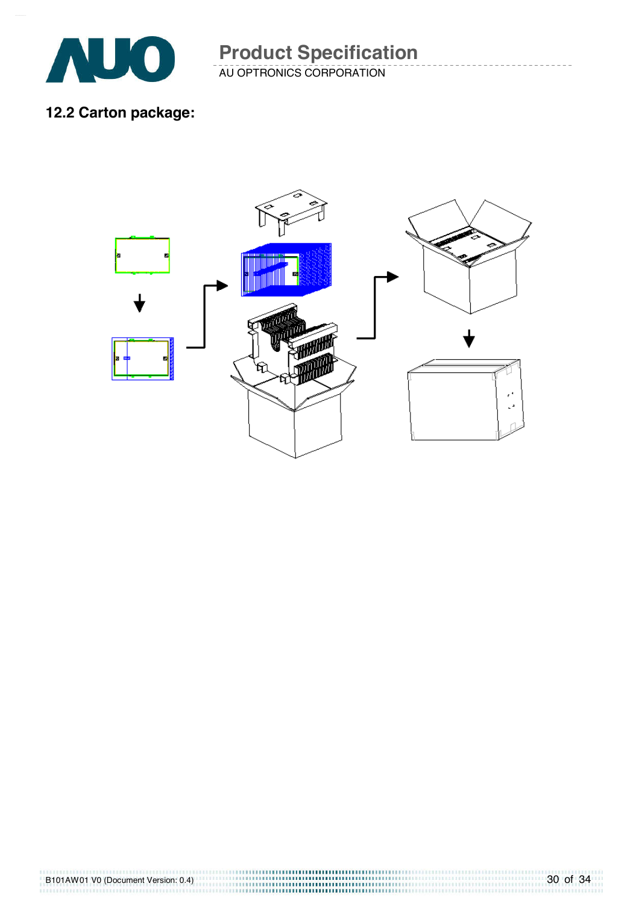## 12.2 Carton package: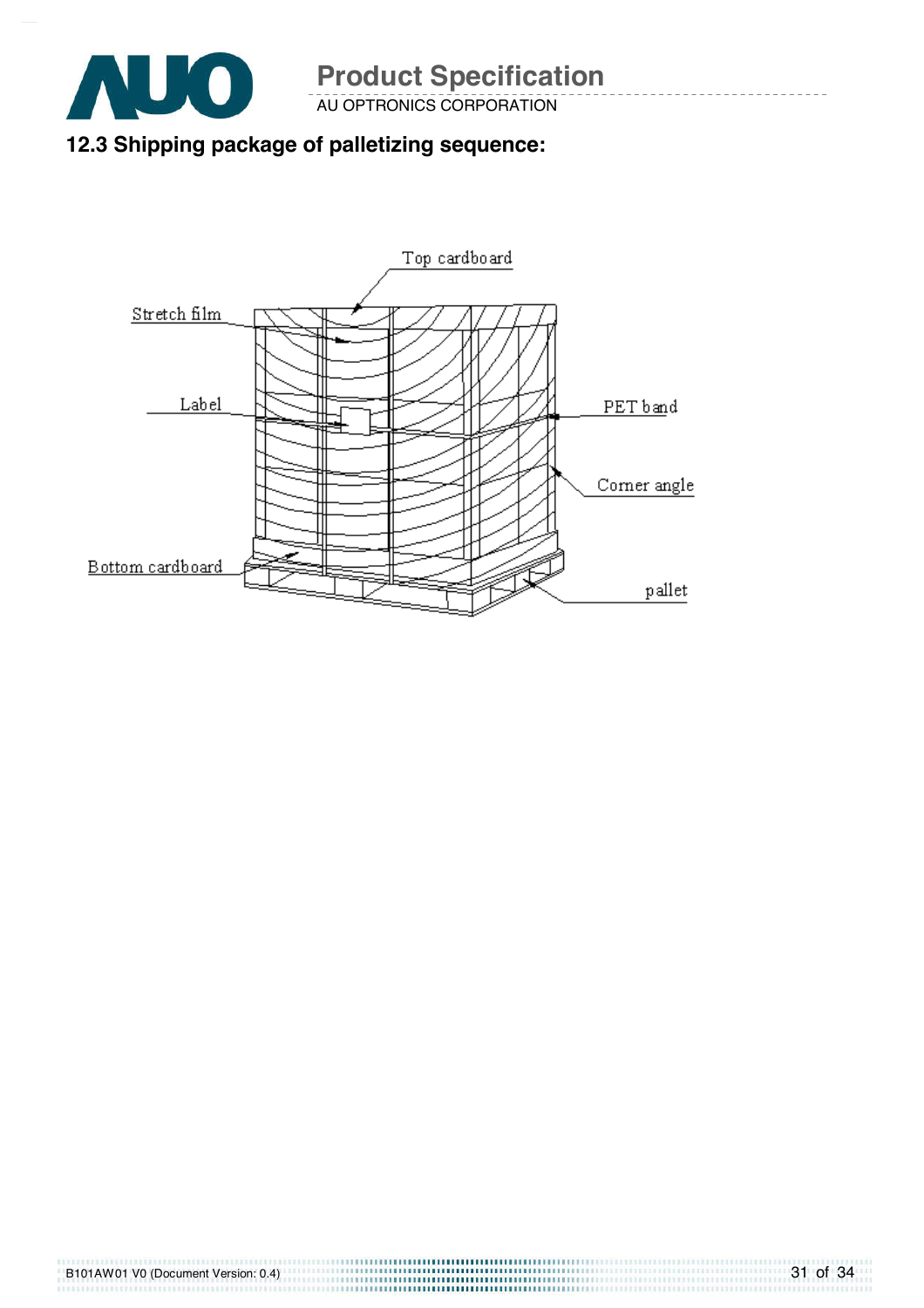## 12.3 Shipping package of palletizing sequence:

Top cardboard

Stretch film

Label

PET band

Corner angle

Bottom cardboard

pallet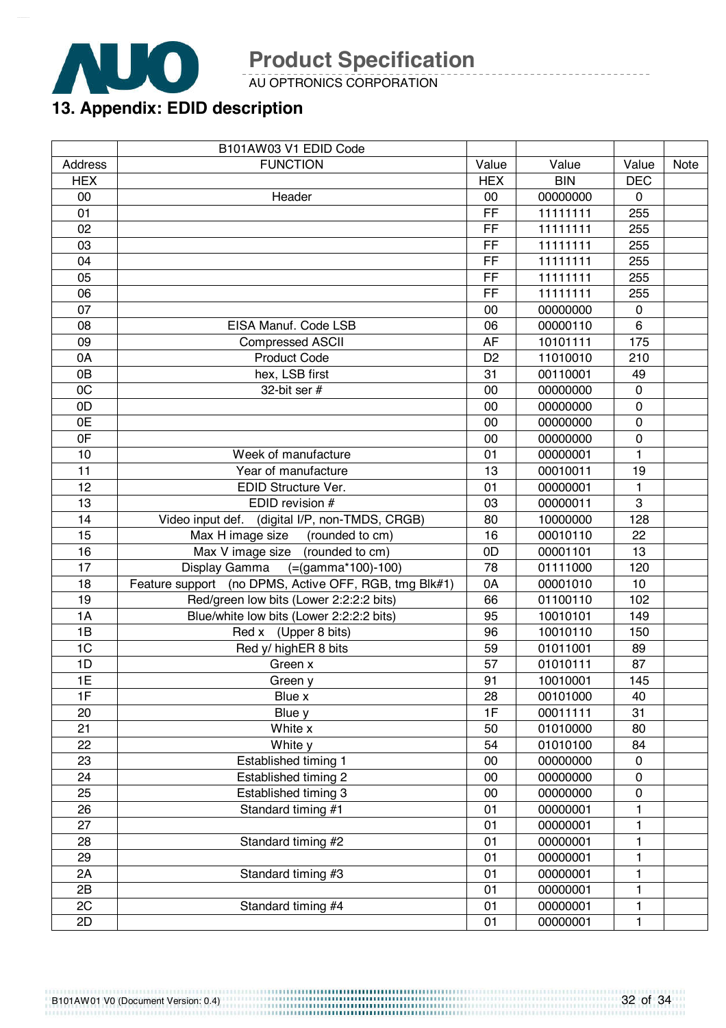## 13. Appendix: EDID description

| | B101AW03 V1 EDID Code | | | | |
|---|---|---|---|---|---|
| Address | FUNCTION | Value | Value | Value | Note |
| HEX | | HEX | BIN | DEC | |
| 00 | Header | 00 | 00000000 | 0 | |
| 01 | | FF | 11111111 | 255 | |
| 02 | | FF | 11111111 | 255 | |
| 03 | | FF | 11111111 | 255 | |
| 04 | | FF | 11111111 | 255 | |
| 05 | | FF | 11111111 | 255 | |
| 06 | | FF | 11111111 | 255 | |
| 07 | | 00 | 00000000 | 0 | |
| 08 | EISA Manuf. Code LSB | 06 | 00000110 | 6 | |
| 09 | Compressed ASCII | AF | 10101111 | 175 | |
| 0A | Product Code | D2 | 11010010 | 210 | |
| 0B | hex, LSB first | 31 | 00110001 | 49 | |
| 0C | 32-bit ser # | 00 | 00000000 | 0 | |
| 0D | | 00 | 00000000 | 0 | |
| 0E | | 00 | 00000000 | 0 | |
| 0F | | 00 | 00000000 | 0 | |
| 10 | Week of manufacture | 01 | 00000001 | 1 | |
| 11 | Year of manufacture | 13 | 00010011 | 19 | |
| 12 | EDID Structure Ver. | 01 | 00000001 | 1 | |
| 13 | EDID revision # | 03 | 00000011 | 3 | |
| 14 | Video input def. (digital I/P, non-TMDS, CRGB) | 80 | 10000000 | 128 | |
| 15 | Max H image size (rounded to cm) | 16 | 00010110 | 22 | |
| 16 | Max V image size (rounded to cm) | 0D | 00001101 | 13 | |
| 17 | Display Gamma (=(gamma*100)-100) | 78 | 01111000 | 120 | |
| 18 | Feature support (no DPMS, Active OFF, RGB, tmg Blk#1) | 0A | 00001010 | 10 | |
| 19 | Red/green low bits (Lower 2:2:2:2 bits) | 66 | 01100110 | 102 | |
| 1A | Blue/white low bits (Lower 2:2:2:2 bits) | 95 | 10010101 | 149 | |
| 1B | Red x (Upper 8 bits) | 96 | 10010110 | 150 | |
| 1C | Red y/ highER 8 bits | 59 | 01011001 | 89 | |
| 1D | Green x | 57 | 01010111 | 87 | |
| 1E | Green y | 91 | 10010001 | 145 | |
| 1F | Blue x | 28 | 00101000 | 40 | |
| 20 | Blue y | 1F | 00011111 | 31 | |
| 21 | White x | 50 | 01010000 | 80 | |
| 22 | White y | 54 | 01010100 | 84 | |
| 23 | Established timing 1 | 00 | 00000000 | 0 | |
| 24 | Established timing 2 | 00 | 00000000 | 0 | |
| 25 | Established timing 3 | 00 | 00000000 | 0 | |
| 26 | Standard timing #1 | 01 | 00000001 | 1 | |
| 27 | | 01 | 00000001 | 1 | |
| 28 | Standard timing #2 | 01 | 00000001 | 1 | |
| 29 | | 01 | 00000001 | 1 | |
| 2A | Standard timing #3 | 01 | 00000001 | 1 | |
| 2B | | 01 | 00000001 | 1 | |
| 2C | Standard timing #4 | 01 | 00000001 | 1 | |
| 2D | | 01 | 00000001 | 1 | |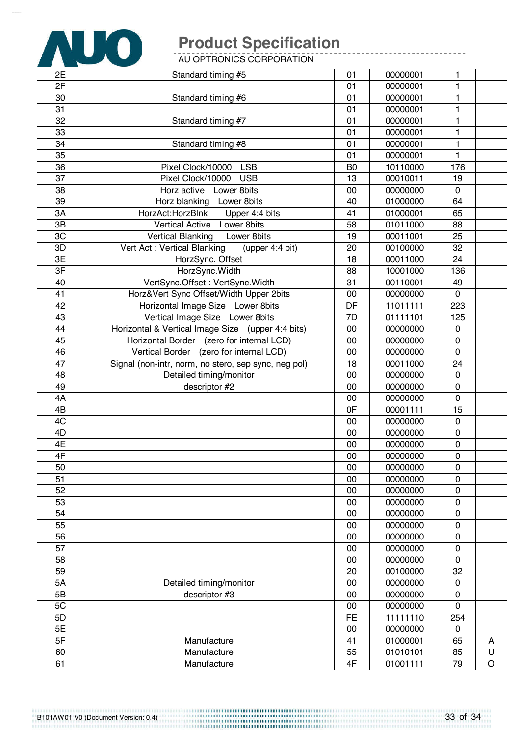| | | | | | |
|---|---|---|---|---|---|
| 2E | Standard timing #5 | 01 | 00000001 | 1 | |
| 2F | | 01 | 00000001 | 1 | |
| 30 | Standard timing #6 | 01 | 00000001 | 1 | |
| 31 | | 01 | 00000001 | 1 | |
| 32 | Standard timing #7 | 01 | 00000001 | 1 | |
| 33 | | 01 | 00000001 | 1 | |
| 34 | Standard timing #8 | 01 | 00000001 | 1 | |
| 35 | | 01 | 00000001 | 1 | |
| 36 | Pixel Clock/10000 LSB | B0 | 10110000 | 176 | |
| 37 | Pixel Clock/10000 USB | 13 | 00010011 | 19 | |
| 38 | Horz active Lower 8bits | 00 | 00000000 | 0 | |
| 39 | Horz blanking Lower 8bits | 40 | 01000000 | 64 | |
| 3A | HorzAct:HorzBlnk Upper 4:4 bits | 41 | 01000001 | 65 | |
| 3B | Vertical Active Lower 8bits | 58 | 01011000 | 88 | |
| 3C | Vertical Blanking Lower 8bits | 19 | 00011001 | 25 | |
| 3D | Vert Act : Vertical Blanking (upper 4:4 bit) | 20 | 00100000 | 32 | |
| 3E | HorzSync. Offset | 18 | 00011000 | 24 | |
| 3F | HorzSync.Width | 88 | 10001000 | 136 | |
| 40 | VertSync.Offset : VertSync.Width | 31 | 00110001 | 49 | |
| 41 | Horz&Vert Sync Offset/Width Upper 2bits | 00 | 00000000 | 0 | |
| 42 | Horizontal Image Size Lower 8bits | DF | 11011111 | 223 | |
| 43 | Vertical Image Size Lower 8bits | 7D | 01111101 | 125 | |
| 44 | Horizontal & Vertical Image Size (upper 4:4 bits) | 00 | 00000000 | 0 | |
| 45 | Horizontal Border (zero for internal LCD) | 00 | 00000000 | 0 | |
| 46 | Vertical Border (zero for internal LCD) | 00 | 00000000 | 0 | |
| 47 | Signal (non-intr, norm, no stero, sep sync, neg pol) | 18 | 00011000 | 24 | |
| 48 | Detailed timing/monitor | 00 | 00000000 | 0 | |
| 49 | descriptor #2 | 00 | 00000000 | 0 | |
| 4A | | 00 | 00000000 | 0 | |
| 4B | | 0F | 00001111 | 15 | |
| 4C | | 00 | 00000000 | 0 | |
| 4D | | 00 | 00000000 | 0 | |
| 4E | | 00 | 00000000 | 0 | |
| 4F | | 00 | 00000000 | 0 | |
| 50 | | 00 | 00000000 | 0 | |
| 51 | | 00 | 00000000 | 0 | |
| 52 | | 00 | 00000000 | 0 | |
| 53 | | 00 | 00000000 | 0 | |
| 54 | | 00 | 00000000 | 0 | |
| 55 | | 00 | 00000000 | 0 | |
| 56 | | 00 | 00000000 | 0 | |
| 57 | | 00 | 00000000 | 0 | |
| 58 | | 00 | 00000000 | 0 | |
| 59 | | 20 | 00100000 | 32 | |
| 5A | Detailed timing/monitor | 00 | 00000000 | 0 | |
| 5B | descriptor #3 | 00 | 00000000 | 0 | |
| 5C | | 00 | 00000000 | 0 | |
| 5D | | FE | 11111110 | 254 | |
| 5E | | 00 | 00000000 | 0 | |
| 5F | Manufacture | 41 | 01000001 | 65 | A |
| 60 | Manufacture | 55 | 01010101 | 85 | U |
| 61 | Manufacture | 4F | 01001111 | 79 | O |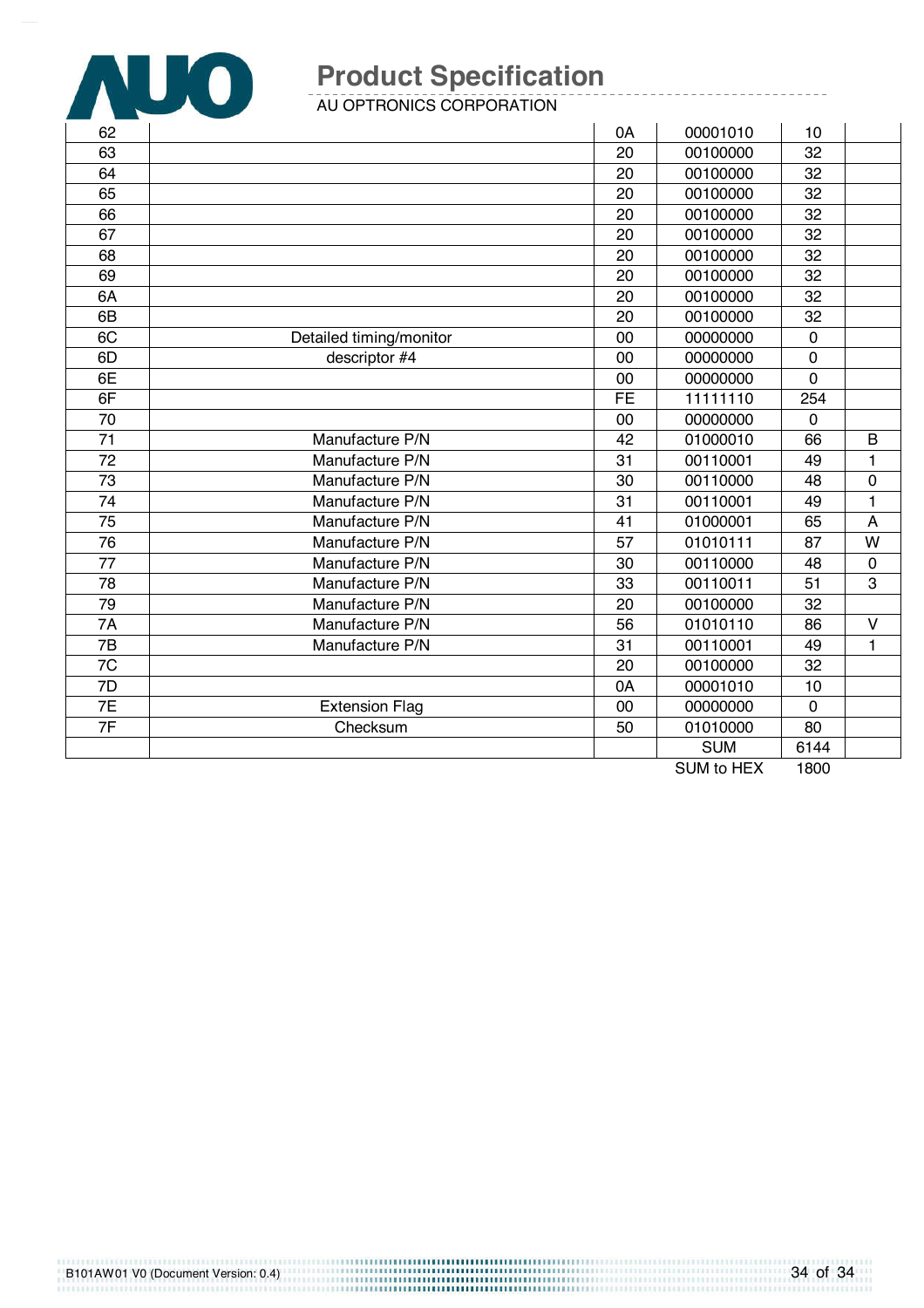| | | | | | |
|---|---|---|---|---|---|
| 62 | | 0A | 00001010 | 10 | |
| 63 | | 20 | 00100000 | 32 | |
| 64 | | 20 | 00100000 | 32 | |
| 65 | | 20 | 00100000 | 32 | |
| 66 | | 20 | 00100000 | 32 | |
| 67 | | 20 | 00100000 | 32 | |
| 68 | | 20 | 00100000 | 32 | |
| 69 | | 20 | 00100000 | 32 | |
| 6A | | 20 | 00100000 | 32 | |
| 6B | | 20 | 00100000 | 32 | |
| 6C | Detailed timing/monitor | 00 | 00000000 | 0 | |
| 6D | descriptor #4 | 00 | 00000000 | 0 | |
| 6E | | 00 | 00000000 | 0 | |
| 6F | | FE | 11111110 | 254 | |
| 70 | | 00 | 00000000 | 0 | |
| 71 | Manufacture P/N | 42 | 01000010 | 66 | B |
| 72 | Manufacture P/N | 31 | 00110001 | 49 | 1 |
| 73 | Manufacture P/N | 30 | 00110000 | 48 | 0 |
| 74 | Manufacture P/N | 31 | 00110001 | 49 | 1 |
| 75 | Manufacture P/N | 41 | 01000001 | 65 | A |
| 76 | Manufacture P/N | 57 | 01010111 | 87 | W |
| 77 | Manufacture P/N | 30 | 00110000 | 48 | 0 |
| 78 | Manufacture P/N | 33 | 00110011 | 51 | 3 |
| 79 | Manufacture P/N | 20 | 00100000 | 32 | |
| 7A | Manufacture P/N | 56 | 01010110 | 86 | V |
| 7B | Manufacture P/N | 31 | 00110001 | 49 | 1 |
| 7C | | 20 | 00100000 | 32 | |
| 7D | | 0A | 00001010 | 10 | |
| 7E | Extension Flag | 00 | 00000000 | 0 | |
| 7F | Checksum | 50 | 01010000 | 80 | |
| | | | SUM | 6144 | |
| | | | SUM to HEX | 1800 | |